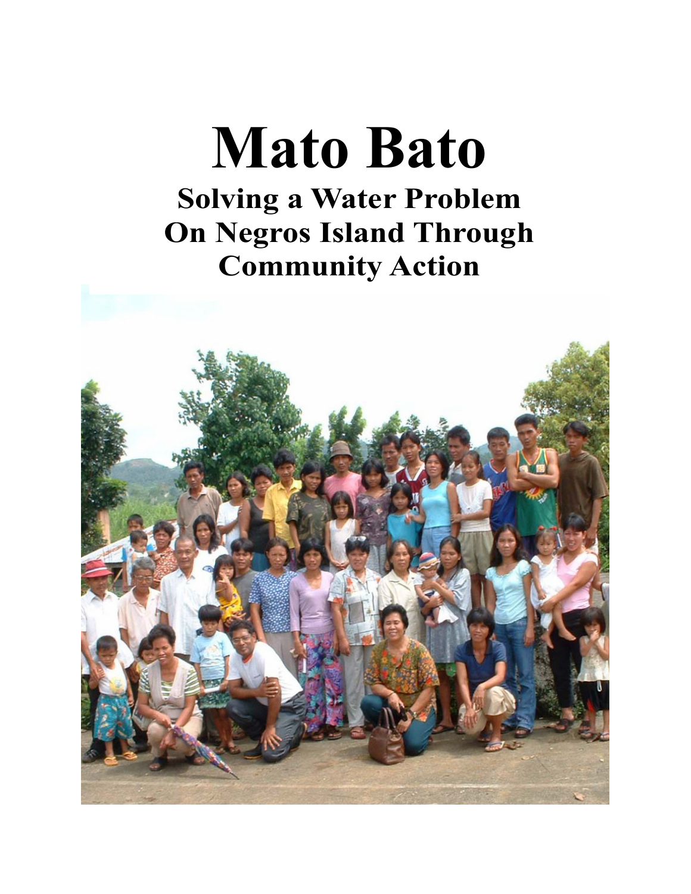# Mato Bato

## Solving a Water Problem On Negros Island Through Community Action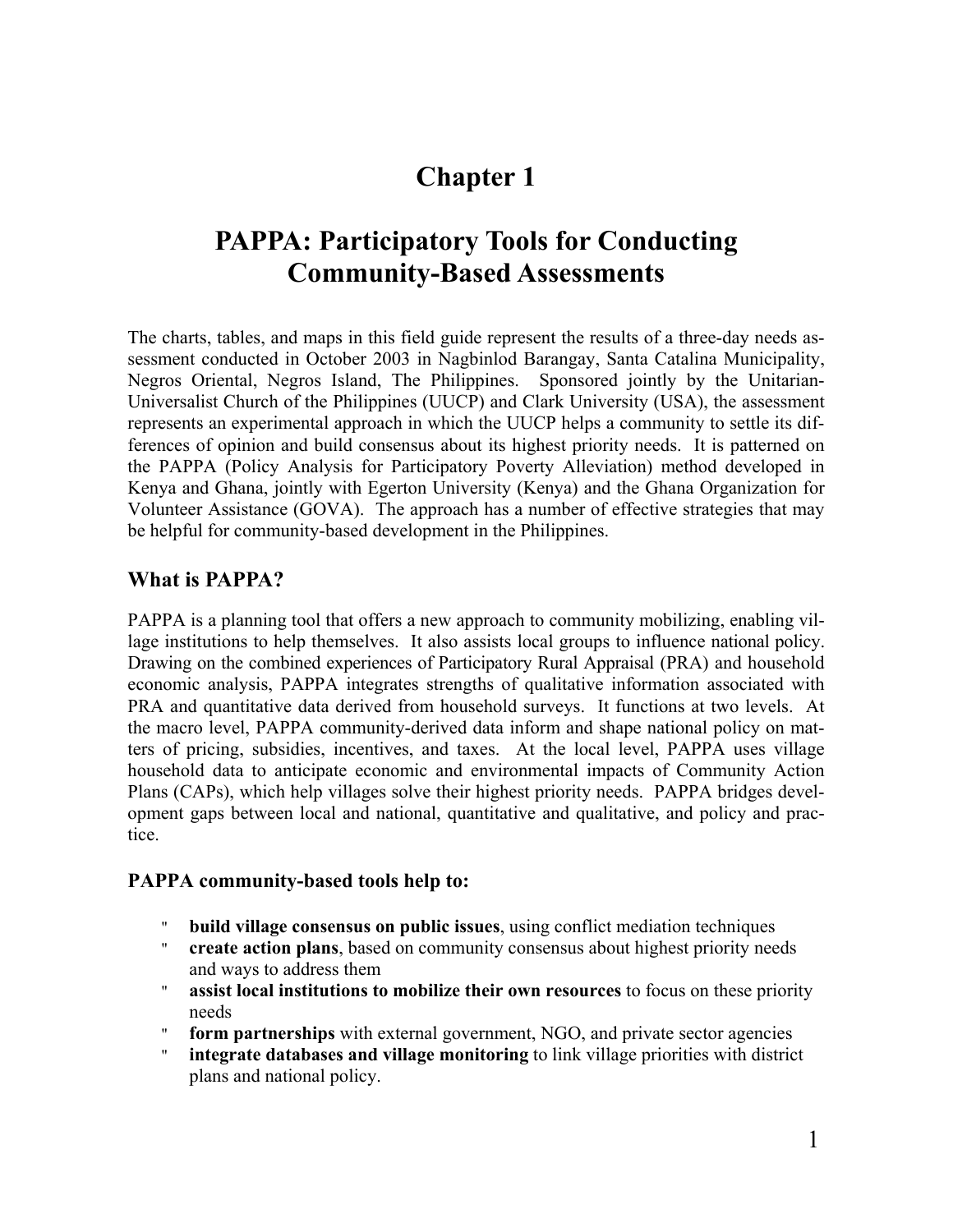# Chapter 1

# PAPPA: Participatory Tools for Conducting Community-Based Assessments

The charts, tables, and maps in this field guide represent the results of a three-day needs assessment conducted in October 2003 in Nagbinlod Barangay, Santa Catalina Municipality, Negros Oriental, Negros Island, The Philippines. Sponsored jointly by the Unitarian-Universalist Church of the Philippines (UUCP) and Clark University (USA), the assessment represents an experimental approach in which the UUCP helps a community to settle its differences of opinion and build consensus about its highest priority needs. It is patterned on the PAPPA (Policy Analysis for Participatory Poverty Alleviation) method developed in Kenya and Ghana, jointly with Egerton University (Kenya) and the Ghana Organization for Volunteer Assistance (GOVA). The approach has a number of effective strategies that may be helpful for community-based development in the Philippines.

## What is PAPPA?

PAPPA is a planning tool that offers a new approach to community mobilizing, enabling village institutions to help themselves. It also assists local groups to influence national policy. Drawing on the combined experiences of Participatory Rural Appraisal (PRA) and household economic analysis, PAPPA integrates strengths of qualitative information associated with PRA and quantitative data derived from household surveys. It functions at two levels. At the macro level, PAPPA community-derived data inform and shape national policy on matters of pricing, subsidies, incentives, and taxes. At the local level, PAPPA uses village household data to anticipate economic and environmental impacts of Community Action Plans (CAPs), which help villages solve their highest priority needs. PAPPA bridges development gaps between local and national, quantitative and qualitative, and policy and practice.

### PAPPA community-based tools help to:

- **build village consensus on public issues**, using conflict mediation techniques
- **create action plans**, based on community consensus about highest priority needs and ways to address them
- **assist local institutions to mobilize their own resources** to focus on these priority needs
- **form partnerships** with external government, NGO, and private sector agencies
- **integrate databases and village monitoring** to link village priorities with district plans and national policy.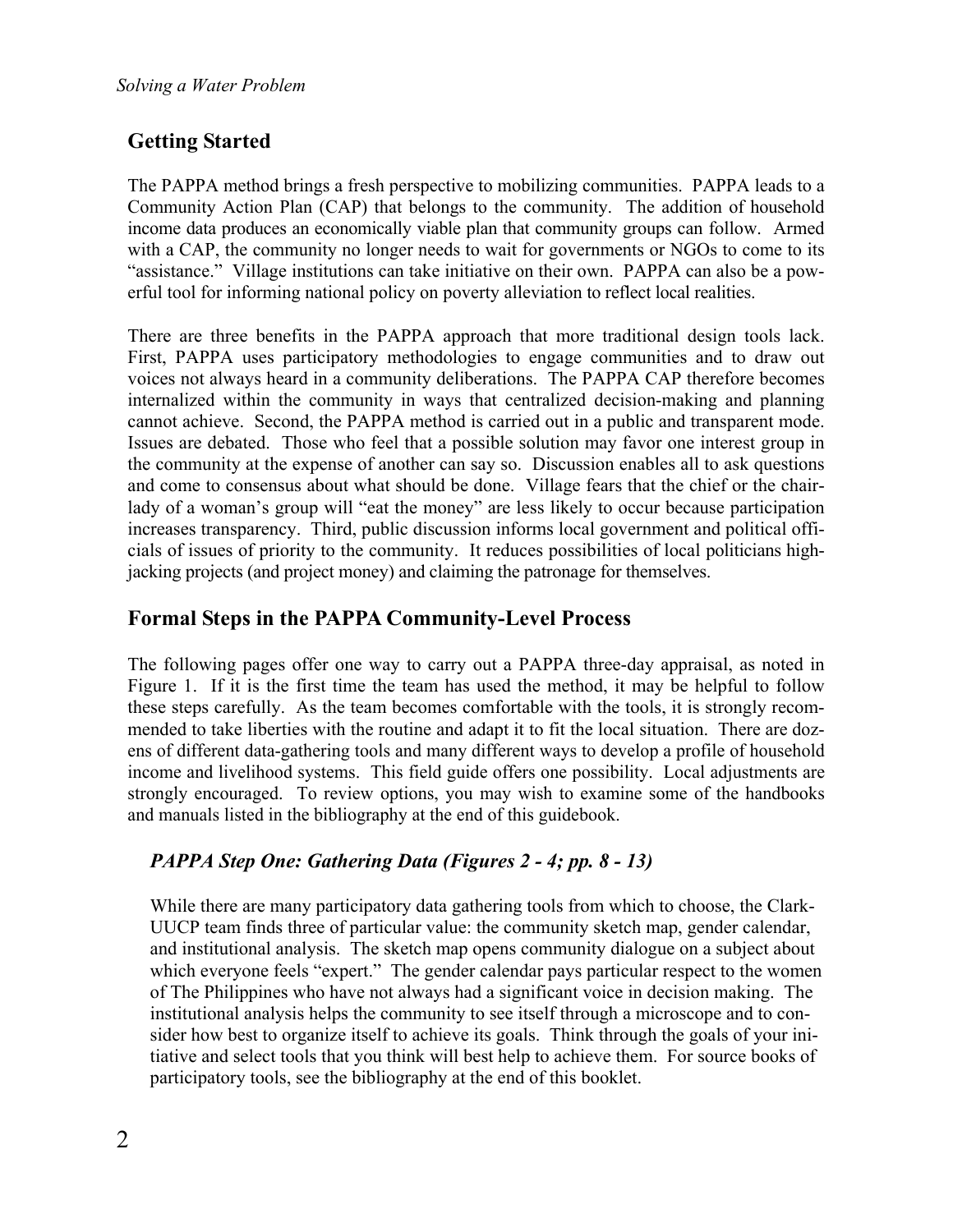## Getting Started

The PAPPA method brings a fresh perspective to mobilizing communities. PAPPA leads to a Community Action Plan (CAP) that belongs to the community. The addition of household income data produces an economically viable plan that community groups can follow. Armed with a CAP, the community no longer needs to wait for governments or NGOs to come to its "assistance." Village institutions can take initiative on their own. PAPPA can also be a powerful tool for informing national policy on poverty alleviation to reflect local realities.

There are three benefits in the PAPPA approach that more traditional design tools lack. First, PAPPA uses participatory methodologies to engage communities and to draw out voices not always heard in a community deliberations. The PAPPA CAP therefore becomes internalized within the community in ways that centralized decision-making and planning cannot achieve. Second, the PAPPA method is carried out in a public and transparent mode. Issues are debated. Those who feel that a possible solution may favor one interest group in the community at the expense of another can say so. Discussion enables all to ask questions and come to consensus about what should be done. Village fears that the chief or the chairlady of a woman's group will "eat the money" are less likely to occur because participation increases transparency. Third, public discussion informs local government and political officials of issues of priority to the community. It reduces possibilities of local politicians highjacking projects (and project money) and claiming the patronage for themselves.

## Formal Steps in the PAPPA Community-Level Process

The following pages offer one way to carry out a PAPPA three-day appraisal, as noted in Figure 1. If it is the first time the team has used the method, it may be helpful to follow these steps carefully. As the team becomes comfortable with the tools, it is strongly recommended to take liberties with the routine and adapt it to fit the local situation. There are dozens of different data-gathering tools and many different ways to develop a profile of household income and livelihood systems. This field guide offers one possibility. Local adjustments are strongly encouraged. To review options, you may wish to examine some of the handbooks and manuals listed in the bibliography at the end of this guidebook.

### *PAPPA Step One: Gathering Data (Figures 2 - 4; pp. 8 - 13)*

While there are many participatory data gathering tools from which to choose, the Clark-UUCP team finds three of particular value: the community sketch map, gender calendar, and institutional analysis. The sketch map opens community dialogue on a subject about which everyone feels "expert." The gender calendar pays particular respect to the women of The Philippines who have not always had a significant voice in decision making. The institutional analysis helps the community to see itself through a microscope and to consider how best to organize itself to achieve its goals. Think through the goals of your initiative and select tools that you think will best help to achieve them. For source books of participatory tools, see the bibliography at the end of this booklet.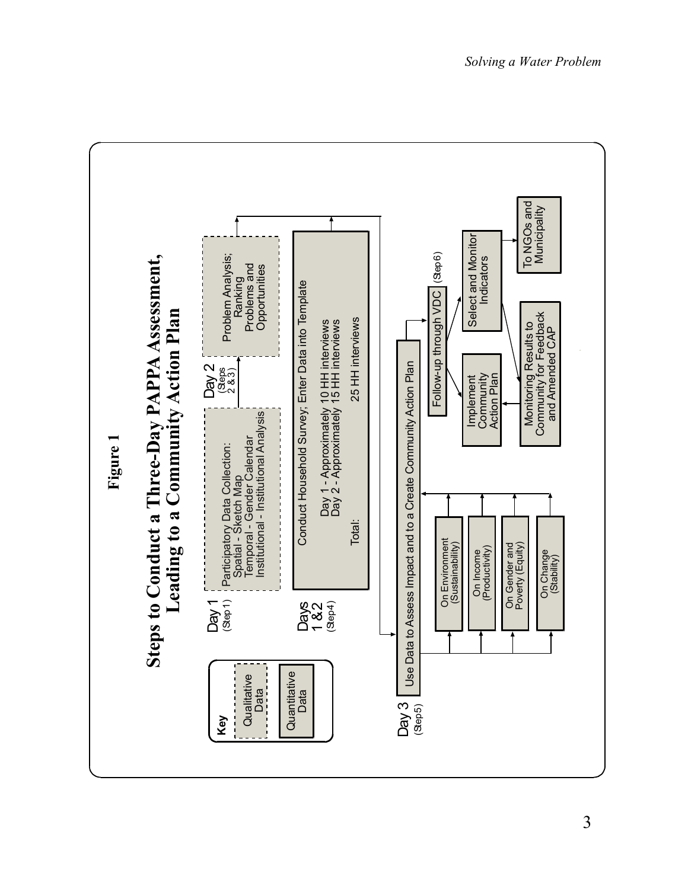**Figure 1**

## Steps to Conduct a Three-Day PAPPA Assessment, Leading to a Community Action Plan

**Key**
Qualitative Data
Quantitative Data

Day 1 (Step 1)
Participatory Data Collection:
Spatial - Sketch Map
Temporal - Gender Calendar
Institutional - Institutional Analysis

Day 2 (Steps 2 & 3)
Problem Analysis; Ranking Problems and Opportunities

Days 1 & 2 (Step 4)
Conduct Household Survey; Enter Data into Template
Day 1 - Approximately 10 HH interviews
Day 2 - Approximately 15 HH interviews
Total: 25 HH interviews

Day 3 (Step 5)
Use Data to Assess Impact and to Create Community Action Plan
On Environment (Sustainability)
On Income (Productivity)
On Gender and Poverty (Equity)
On Change (Stability)

Follow-up through VDC (Step 6)
Implement Community Action Plan
Select and Monitor Indicators
To NGOs and Municipality
Monitoring Results to Community for Feedback and Amended CAP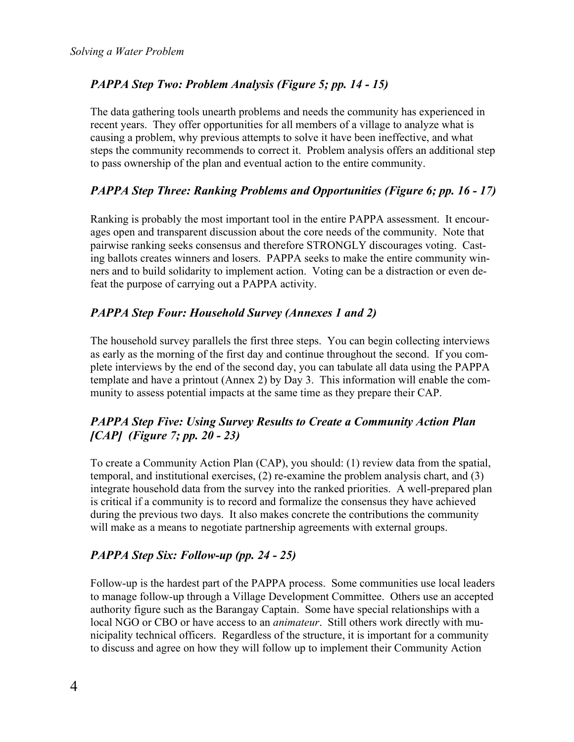### *PAPPA Step Two: Problem Analysis (Figure 5; pp. 14 - 15)*

The data gathering tools unearth problems and needs the community has experienced in recent years. They offer opportunities for all members of a village to analyze what is causing a problem, why previous attempts to solve it have been ineffective, and what steps the community recommends to correct it. Problem analysis offers an additional step to pass ownership of the plan and eventual action to the entire community.

### *PAPPA Step Three: Ranking Problems and Opportunities (Figure 6; pp. 16 - 17)*

Ranking is probably the most important tool in the entire PAPPA assessment. It encourages open and transparent discussion about the core needs of the community. Note that pairwise ranking seeks consensus and therefore STRONGLY discourages voting. Casting ballots creates winners and losers. PAPPA seeks to make the entire community winners and to build solidarity to implement action. Voting can be a distraction or even defeat the purpose of carrying out a PAPPA activity.

### *PAPPA Step Four: Household Survey (Annexes 1 and 2)*

The household survey parallels the first three steps. You can begin collecting interviews as early as the morning of the first day and continue throughout the second. If you complete interviews by the end of the second day, you can tabulate all data using the PAPPA template and have a printout (Annex 2) by Day 3. This information will enable the community to assess potential impacts at the same time as they prepare their CAP.

### *PAPPA Step Five: Using Survey Results to Create a Community Action Plan [CAP] (Figure 7; pp. 20 - 23)*

To create a Community Action Plan (CAP), you should: (1) review data from the spatial, temporal, and institutional exercises, (2) re-examine the problem analysis chart, and (3) integrate household data from the survey into the ranked priorities. A well-prepared plan is critical if a community is to record and formalize the consensus they have achieved during the previous two days. It also makes concrete the contributions the community will make as a means to negotiate partnership agreements with external groups.

### *PAPPA Step Six: Follow-up (pp. 24 - 25)*

Follow-up is the hardest part of the PAPPA process. Some communities use local leaders to manage follow-up through a Village Development Committee. Others use an accepted authority figure such as the Barangay Captain. Some have special relationships with a local NGO or CBO or have access to an *animateur*. Still others work directly with municipality technical officers. Regardless of the structure, it is important for a community to discuss and agree on how they will follow up to implement their Community Action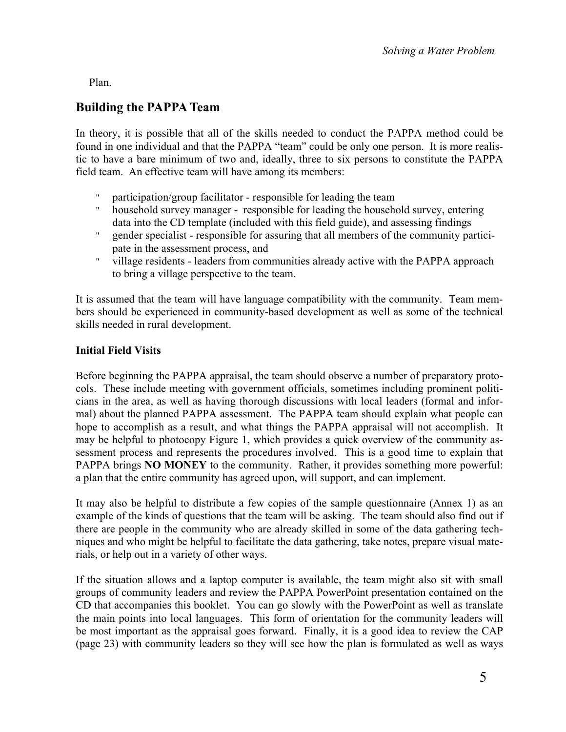Plan.

## Building the PAPPA Team

In theory, it is possible that all of the skills needed to conduct the PAPPA method could be found in one individual and that the PAPPA "team" could be only one person. It is more realistic to have a bare minimum of two and, ideally, three to six persons to constitute the PAPPA field team. An effective team will have among its members:

- participation/group facilitator - responsible for leading the team
- household survey manager - responsible for leading the household survey, entering data into the CD template (included with this field guide), and assessing findings
- gender specialist - responsible for assuring that all members of the community participate in the assessment process, and
- village residents - leaders from communities already active with the PAPPA approach to bring a village perspective to the team.

It is assumed that the team will have language compatibility with the community. Team members should be experienced in community-based development as well as some of the technical skills needed in rural development.

### Initial Field Visits

Before beginning the PAPPA appraisal, the team should observe a number of preparatory protocols. These include meeting with government officials, sometimes including prominent politicians in the area, as well as having thorough discussions with local leaders (formal and informal) about the planned PAPPA assessment. The PAPPA team should explain what people can hope to accomplish as a result, and what things the PAPPA appraisal will not accomplish. It may be helpful to photocopy Figure 1, which provides a quick overview of the community assessment process and represents the procedures involved. This is a good time to explain that PAPPA brings **NO MONEY** to the community. Rather, it provides something more powerful: a plan that the entire community has agreed upon, will support, and can implement.

It may also be helpful to distribute a few copies of the sample questionnaire (Annex 1) as an example of the kinds of questions that the team will be asking. The team should also find out if there are people in the community who are already skilled in some of the data gathering techniques and who might be helpful to facilitate the data gathering, take notes, prepare visual materials, or help out in a variety of other ways.

If the situation allows and a laptop computer is available, the team might also sit with small groups of community leaders and review the PAPPA PowerPoint presentation contained on the CD that accompanies this booklet. You can go slowly with the PowerPoint as well as translate the main points into local languages. This form of orientation for the community leaders will be most important as the appraisal goes forward. Finally, it is a good idea to review the CAP (page 23) with community leaders so they will see how the plan is formulated as well as ways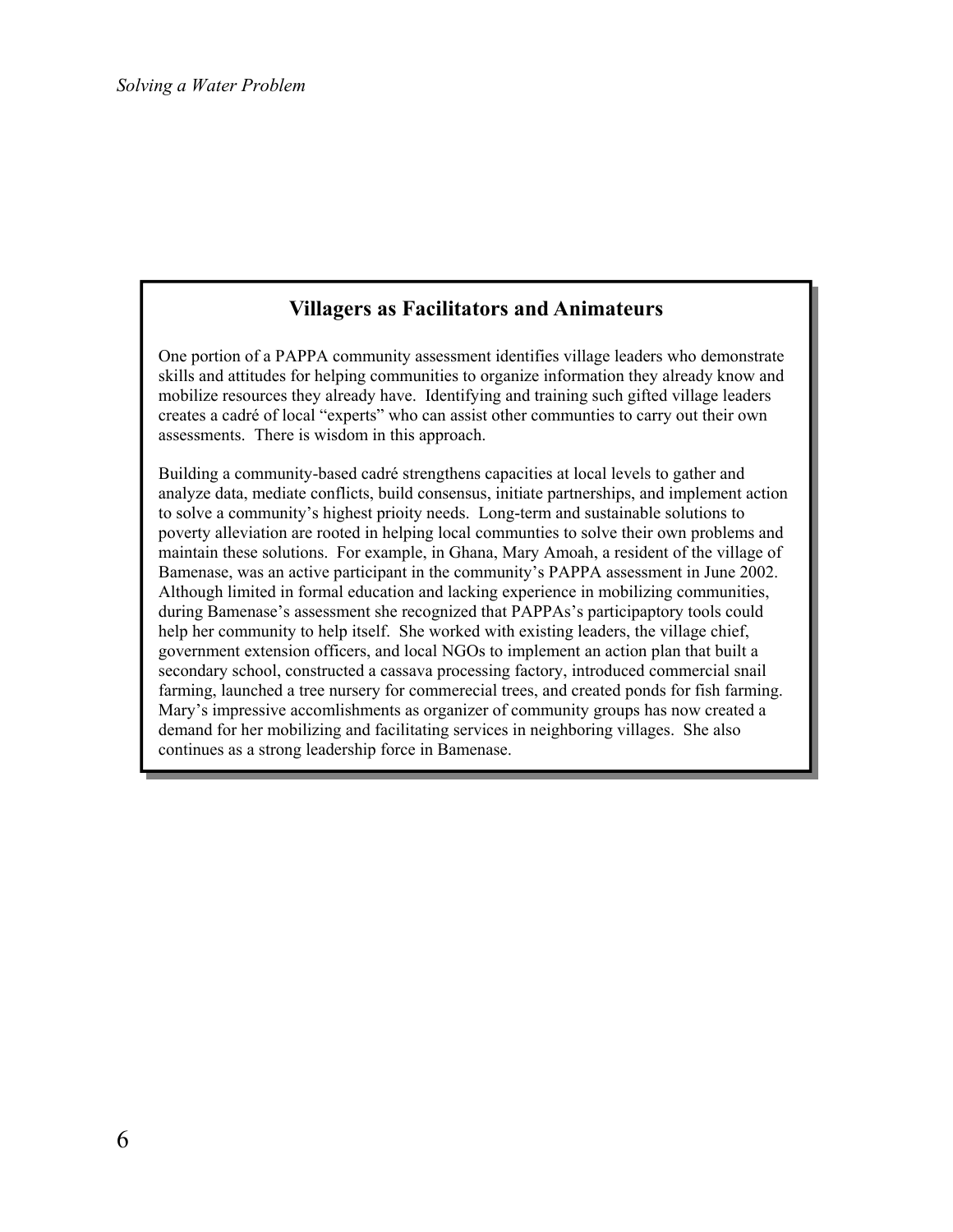### Villagers as Facilitators and Animateurs

One portion of a PAPPA community assessment identifies village leaders who demonstrate skills and attitudes for helping communities to organize information they already know and mobilize resources they already have. Identifying and training such gifted village leaders creates a cadré of local "experts" who can assist other communties to carry out their own assessments. There is wisdom in this approach.

Building a community-based cadré strengthens capacities at local levels to gather and analyze data, mediate conflicts, build consensus, initiate partnerships, and implement action to solve a community's highest prioity needs. Long-term and sustainable solutions to poverty alleviation are rooted in helping local communties to solve their own problems and maintain these solutions. For example, in Ghana, Mary Amoah, a resident of the village of Bamenase, was an active participant in the community's PAPPA assessment in June 2002. Although limited in formal education and lacking experience in mobilizing communities, during Bamenase's assessment she recognized that PAPPAs's participaptory tools could help her community to help itself. She worked with existing leaders, the village chief, government extension officers, and local NGOs to implement an action plan that built a secondary school, constructed a cassava processing factory, introduced commercial snail farming, launched a tree nursery for commerecial trees, and created ponds for fish farming. Mary's impressive accomlishments as organizer of community groups has now created a demand for her mobilizing and facilitating services in neighboring villages. She also continues as a strong leadership force in Bamenase.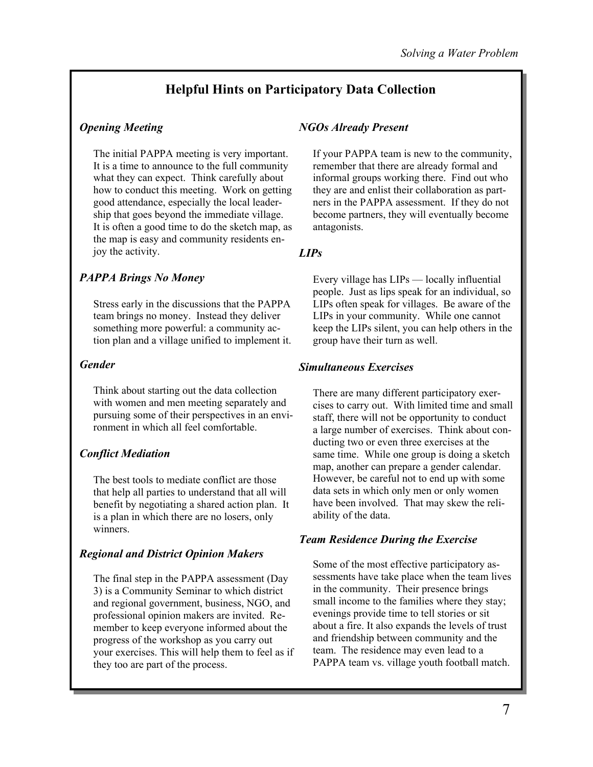## Helpful Hints on Participatory Data Collection

### *Opening Meeting*

The initial PAPPA meeting is very important. It is a time to announce to the full community what they can expect. Think carefully about how to conduct this meeting. Work on getting good attendance, especially the local leadership that goes beyond the immediate village. It is often a good time to do the sketch map, as the map is easy and community residents enjoy the activity.

### *PAPPA Brings No Money*

Stress early in the discussions that the PAPPA team brings no money. Instead they deliver something more powerful: a community action plan and a village unified to implement it.

### *Gender*

Think about starting out the data collection with women and men meeting separately and pursuing some of their perspectives in an environment in which all feel comfortable.

### *Conflict Mediation*

The best tools to mediate conflict are those that help all parties to understand that all will benefit by negotiating a shared action plan. It is a plan in which there are no losers, only winners.

### *Regional and District Opinion Makers*

The final step in the PAPPA assessment (Day 3) is a Community Seminar to which district and regional government, business, NGO, and professional opinion makers are invited. Remember to keep everyone informed about the progress of the workshop as you carry out your exercises. This will help them to feel as if they too are part of the process.

### *NGOs Already Present*

If your PAPPA team is new to the community, remember that there are already formal and informal groups working there. Find out who they are and enlist their collaboration as partners in the PAPPA assessment. If they do not become partners, they will eventually become antagonists.

### *LIPs*

Every village has LIPs — locally influential people. Just as lips speak for an individual, so LIPs often speak for villages. Be aware of the LIPs in your community. While one cannot keep the LIPs silent, you can help others in the group have their turn as well.

### *Simultaneous Exercises*

There are many different participatory exercises to carry out. With limited time and small staff, there will not be opportunity to conduct a large number of exercises. Think about conducting two or even three exercises at the same time. While one group is doing a sketch map, another can prepare a gender calendar. However, be careful not to end up with some data sets in which only men or only women have been involved. That may skew the reliability of the data.

### *Team Residence During the Exercise*

Some of the most effective participatory assessments have take place when the team lives in the community. Their presence brings small income to the families where they stay; evenings provide time to tell stories or sit about a fire. It also expands the levels of trust and friendship between community and the team. The residence may even lead to a PAPPA team vs. village youth football match.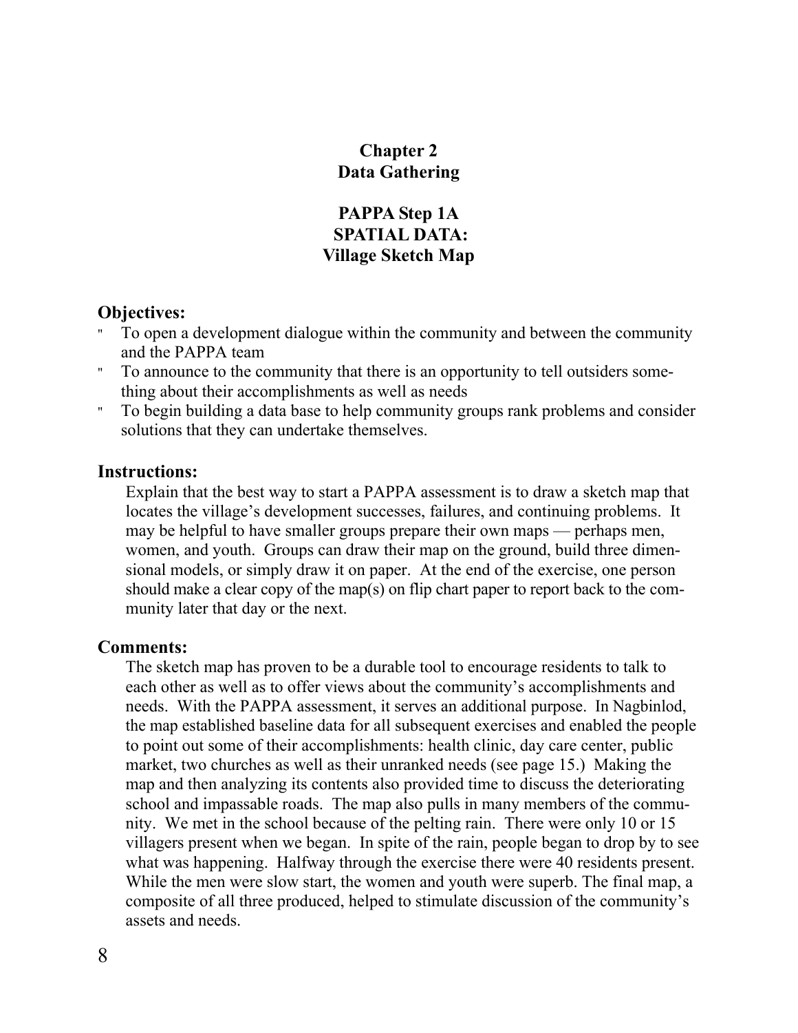# Chapter 2
# Data Gathering

## PAPPA Step 1A
## SPATIAL DATA:
## Village Sketch Map

### Objectives:

- To open a development dialogue within the community and between the community and the PAPPA team
- To announce to the community that there is an opportunity to tell outsiders something about their accomplishments as well as needs
- To begin building a data base to help community groups rank problems and consider solutions that they can undertake themselves.

### Instructions:

Explain that the best way to start a PAPPA assessment is to draw a sketch map that locates the village's development successes, failures, and continuing problems. It may be helpful to have smaller groups prepare their own maps — perhaps men, women, and youth. Groups can draw their map on the ground, build three dimensional models, or simply draw it on paper. At the end of the exercise, one person should make a clear copy of the map(s) on flip chart paper to report back to the community later that day or the next.

### Comments:

The sketch map has proven to be a durable tool to encourage residents to talk to each other as well as to offer views about the community's accomplishments and needs. With the PAPPA assessment, it serves an additional purpose. In Nagbinlod, the map established baseline data for all subsequent exercises and enabled the people to point out some of their accomplishments: health clinic, day care center, public market, two churches as well as their unranked needs (see page 15.) Making the map and then analyzing its contents also provided time to discuss the deteriorating school and impassable roads. The map also pulls in many members of the community. We met in the school because of the pelting rain. There were only 10 or 15 villagers present when we began. In spite of the rain, people began to drop by to see what was happening. Halfway through the exercise there were 40 residents present. While the men were slow start, the women and youth were superb. The final map, a composite of all three produced, helped to stimulate discussion of the community's assets and needs.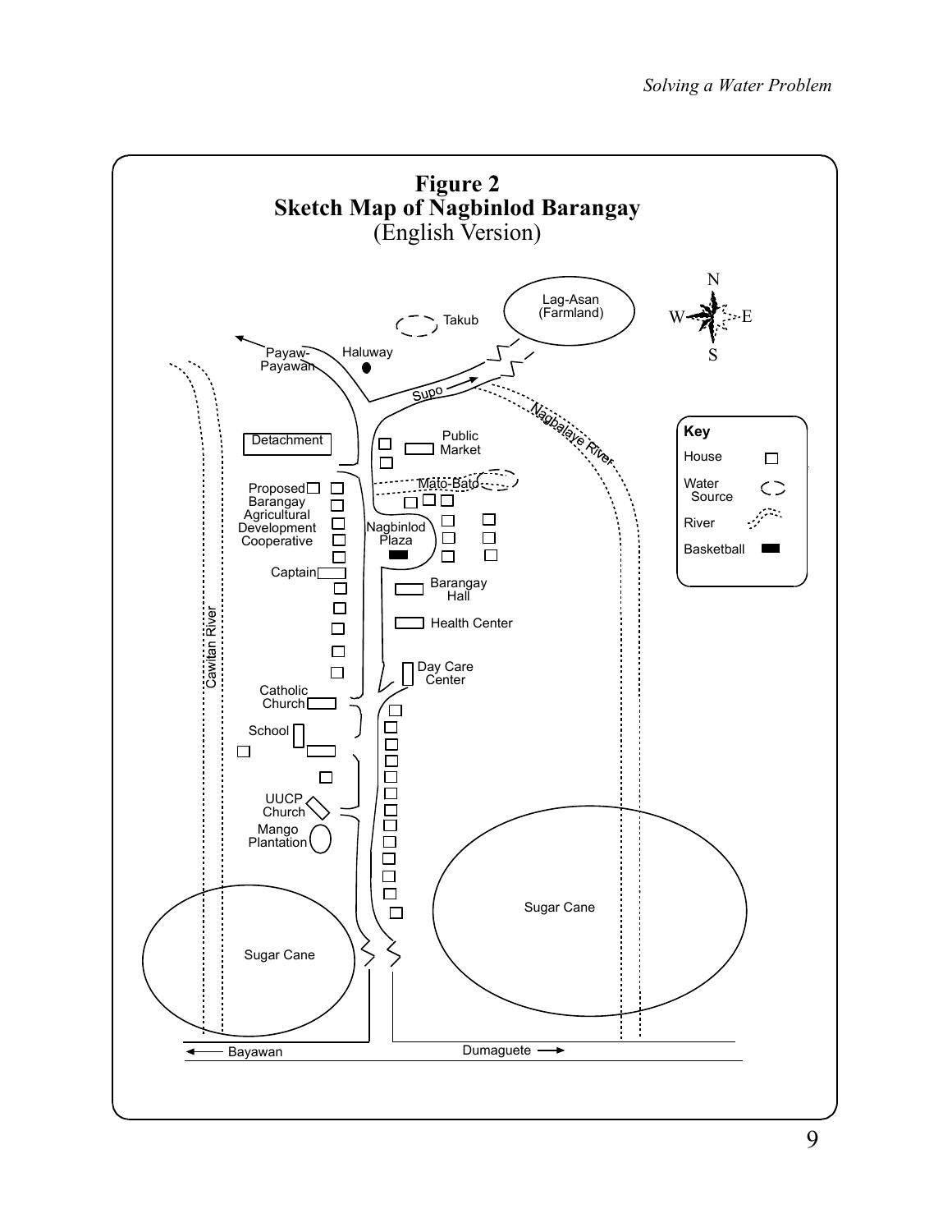**Figure 2**
**Sketch Map of Nagbinlod Barangay**
(English Version)

N
W
E
S

Lag-Asan (Farmland)

Takub

Payaw-Payawan

Haluway

Supo

Nagbalaye River

Detachment

Public Market

Mato-Bato

Proposed Barangay Agricultural Development Cooperative

Nagbinlod Plaza

Captain

Barangay Hall

Health Center

Day Care Center

Cawitan River

Catholic Church

School

UUCP Church

Mango Plantation

Sugar Cane

Sugar Cane

Bayawan

Dumaguete

**Key**

House

Water Source

River

Basketball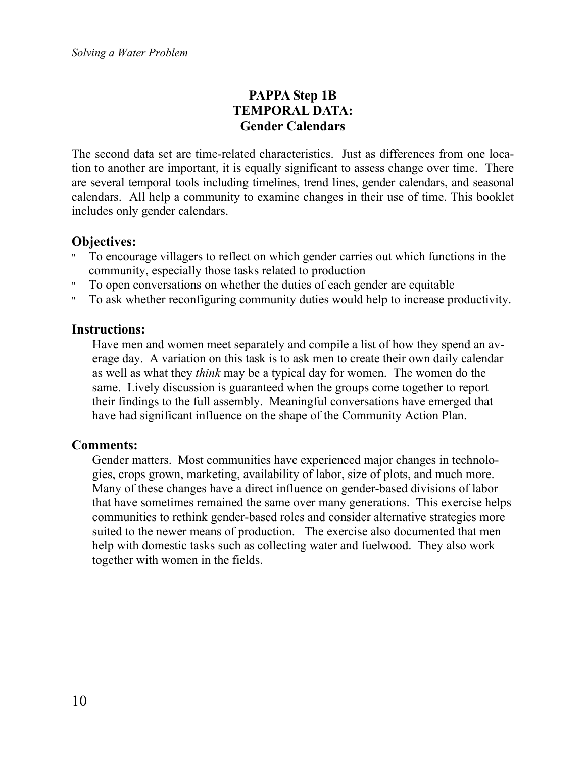## PAPPA Step 1B
## TEMPORAL DATA:
## Gender Calendars

The second data set are time-related characteristics. Just as differences from one location to another are important, it is equally significant to assess change over time. There are several temporal tools including timelines, trend lines, gender calendars, and seasonal calendars. All help a community to examine changes in their use of time. This booklet includes only gender calendars.

### Objectives:

- To encourage villagers to reflect on which gender carries out which functions in the community, especially those tasks related to production
- To open conversations on whether the duties of each gender are equitable
- To ask whether reconfiguring community duties would help to increase productivity.

### Instructions:

Have men and women meet separately and compile a list of how they spend an average day. A variation on this task is to ask men to create their own daily calendar as well as what they *think* may be a typical day for women. The women do the same. Lively discussion is guaranteed when the groups come together to report their findings to the full assembly. Meaningful conversations have emerged that have had significant influence on the shape of the Community Action Plan.

### Comments:

Gender matters. Most communities have experienced major changes in technologies, crops grown, marketing, availability of labor, size of plots, and much more. Many of these changes have a direct influence on gender-based divisions of labor that have sometimes remained the same over many generations. This exercise helps communities to rethink gender-based roles and consider alternative strategies more suited to the newer means of production. The exercise also documented that men help with domestic tasks such as collecting water and fuelwood. They also work together with women in the fields.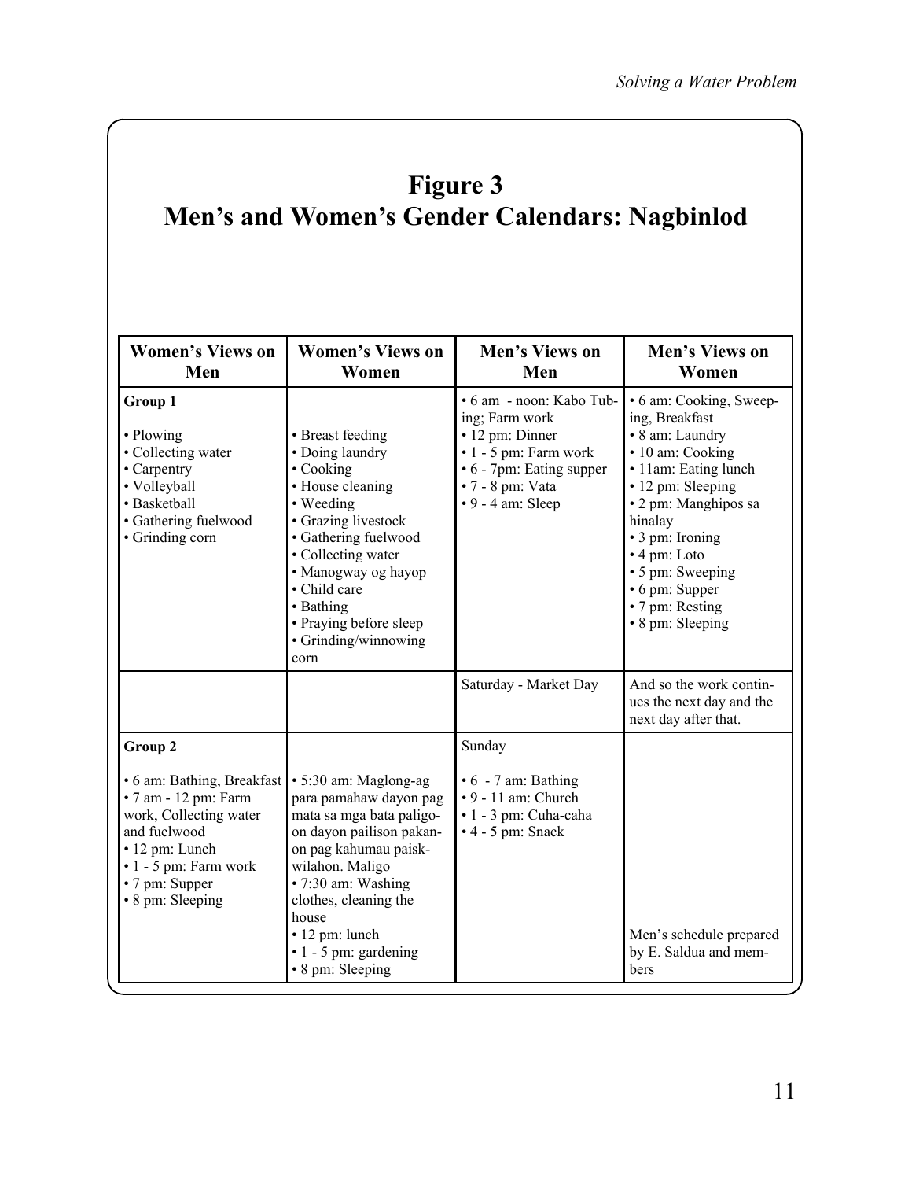# Figure 3
# Men's and Women's Gender Calendars: Nagbinlod

| Women's Views on Men | Women's Views on Women | Men's Views on Men | Men's Views on Women |
|---|---|---|---|
| **Group 1**<br><br>• Plowing<br>• Collecting water<br>• Carpentry<br>• Volleyball<br>• Basketball<br>• Gathering fuelwood<br>• Grinding corn | • Breast feeding<br>• Doing laundry<br>• Cooking<br>• House cleaning<br>• Weeding<br>• Grazing livestock<br>• Gathering fuelwood<br>• Collecting water<br>• Manogway og hayop<br>• Child care<br>• Bathing<br>• Praying before sleep<br>• Grinding/winnowing corn | • 6 am - noon: Kabo Tubing; Farm work<br>• 12 pm: Dinner<br>• 1 - 5 pm: Farm work<br>• 6 - 7pm: Eating supper<br>• 7 - 8 pm: Vata<br>• 9 - 4 am: Sleep | • 6 am: Cooking, Sweeping, Breakfast<br>• 8 am: Laundry<br>• 10 am: Cooking<br>• 11am: Eating lunch<br>• 12 pm: Sleeping<br>• 2 pm: Manghipos sa hinalay<br>• 3 pm: Ironing<br>• 4 pm: Loto<br>• 5 pm: Sweeping<br>• 6 pm: Supper<br>• 7 pm: Resting<br>• 8 pm: Sleeping |
| | | Saturday - Market Day | And so the work continues the next day and the next day after that. |
| **Group 2**<br><br>• 6 am: Bathing, Breakfast<br>• 7 am - 12 pm: Farm work, Collecting water and fuelwood<br>• 12 pm: Lunch<br>• 1 - 5 pm: Farm work<br>• 7 pm: Supper<br>• 8 pm: Sleeping | • 5:30 am: Maglong-ag para pamahaw dayon pag mata sa mga bata paligo-on dayon pailison pakan-on pag kahumau paisk-wilahon. Maligo<br>• 7:30 am: Washing clothes, cleaning the house<br>• 12 pm: lunch<br>• 1 - 5 pm: gardening<br>• 8 pm: Sleeping | Sunday<br><br>• 6 - 7 am: Bathing<br>• 9 - 11 am: Church<br>• 1 - 3 pm: Cuha-caha<br>• 4 - 5 pm: Snack | Men's schedule prepared by E. Saldua and members |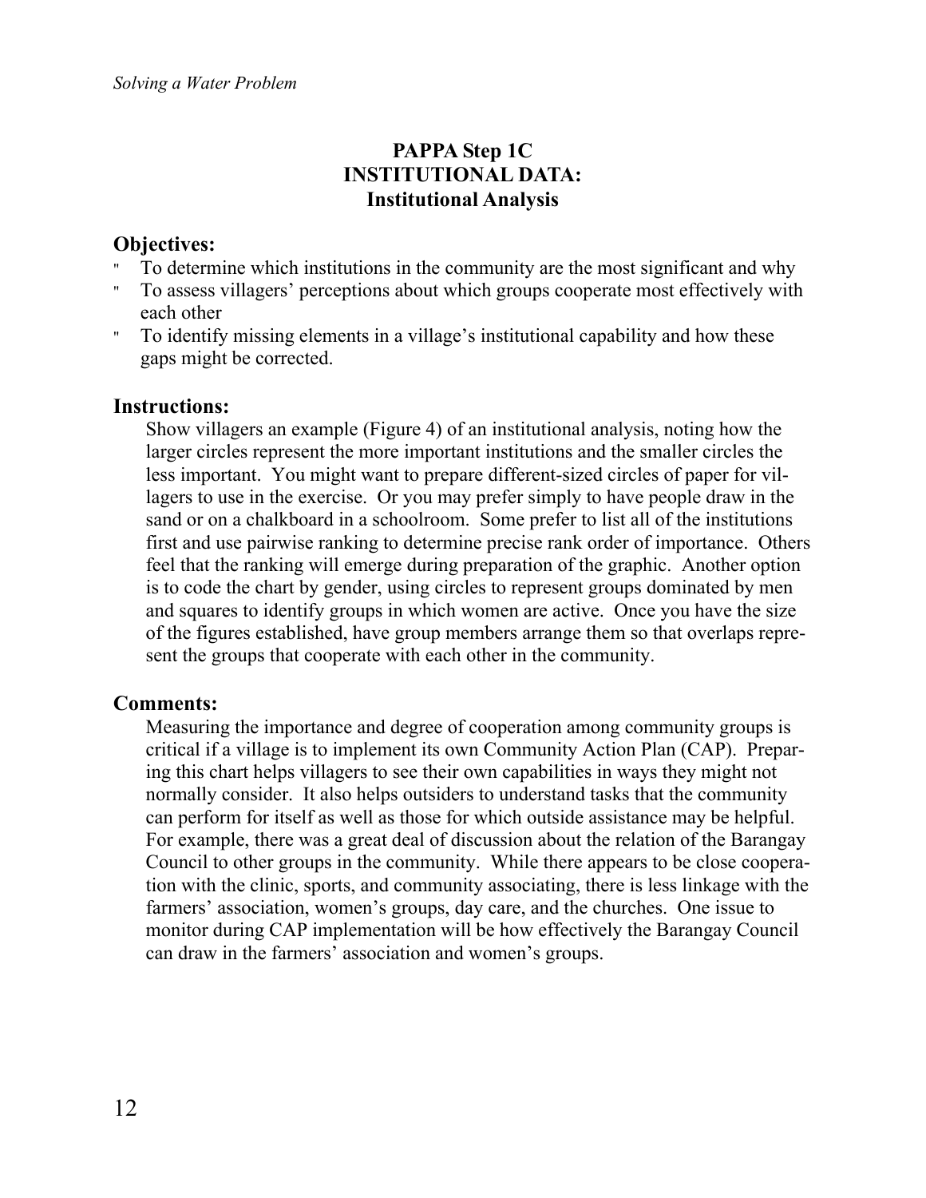## PAPPA Step 1C
## INSTITUTIONAL DATA:
## Institutional Analysis

### Objectives:

- To determine which institutions in the community are the most significant and why
- To assess villagers' perceptions about which groups cooperate most effectively with each other
- To identify missing elements in a village's institutional capability and how these gaps might be corrected.

### Instructions:

Show villagers an example (Figure 4) of an institutional analysis, noting how the larger circles represent the more important institutions and the smaller circles the less important. You might want to prepare different-sized circles of paper for villagers to use in the exercise. Or you may prefer simply to have people draw in the sand or on a chalkboard in a schoolroom. Some prefer to list all of the institutions first and use pairwise ranking to determine precise rank order of importance. Others feel that the ranking will emerge during preparation of the graphic. Another option is to code the chart by gender, using circles to represent groups dominated by men and squares to identify groups in which women are active. Once you have the size of the figures established, have group members arrange them so that overlaps represent the groups that cooperate with each other in the community.

### Comments:

Measuring the importance and degree of cooperation among community groups is critical if a village is to implement its own Community Action Plan (CAP). Preparing this chart helps villagers to see their own capabilities in ways they might not normally consider. It also helps outsiders to understand tasks that the community can perform for itself as well as those for which outside assistance may be helpful. For example, there was a great deal of discussion about the relation of the Barangay Council to other groups in the community. While there appears to be close cooperation with the clinic, sports, and community associating, there is less linkage with the farmers' association, women's groups, day care, and the churches. One issue to monitor during CAP implementation will be how effectively the Barangay Council can draw in the farmers' association and women's groups.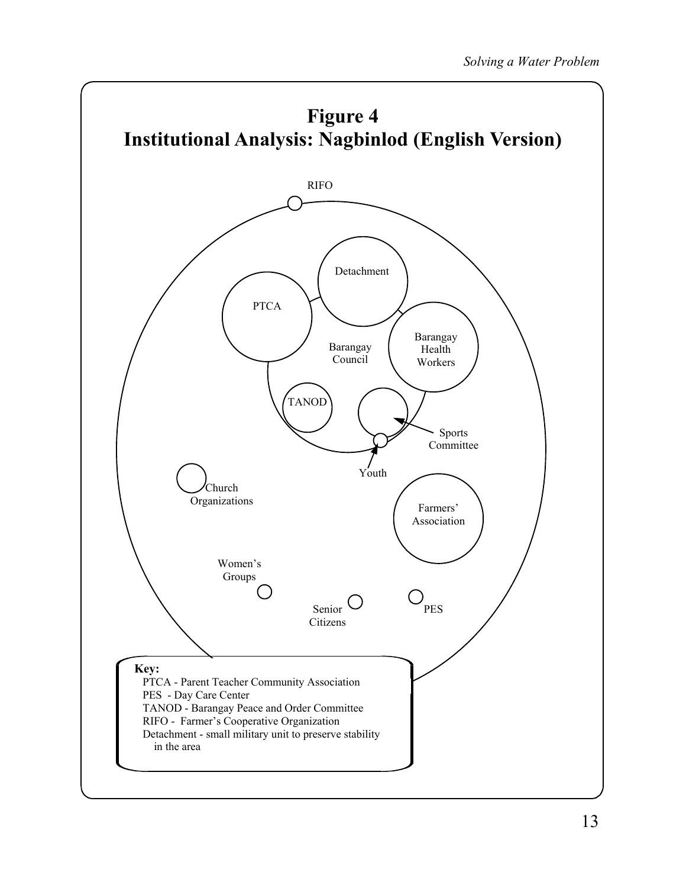# Figure 4
# Institutional Analysis: Nagbinlod (English Version)

RIFO

Detachment

PTCA

Barangay Council

Barangay Health Workers

TANOD

Sports Committee

Youth

Church Organizations

Farmers' Association

Women's Groups

Senior Citizens

PES

**Key:**
PTCA - Parent Teacher Community Association
PES - Day Care Center
TANOD - Barangay Peace and Order Committee
RIFO - Farmer's Cooperative Organization
Detachment - small military unit to preserve stability in the area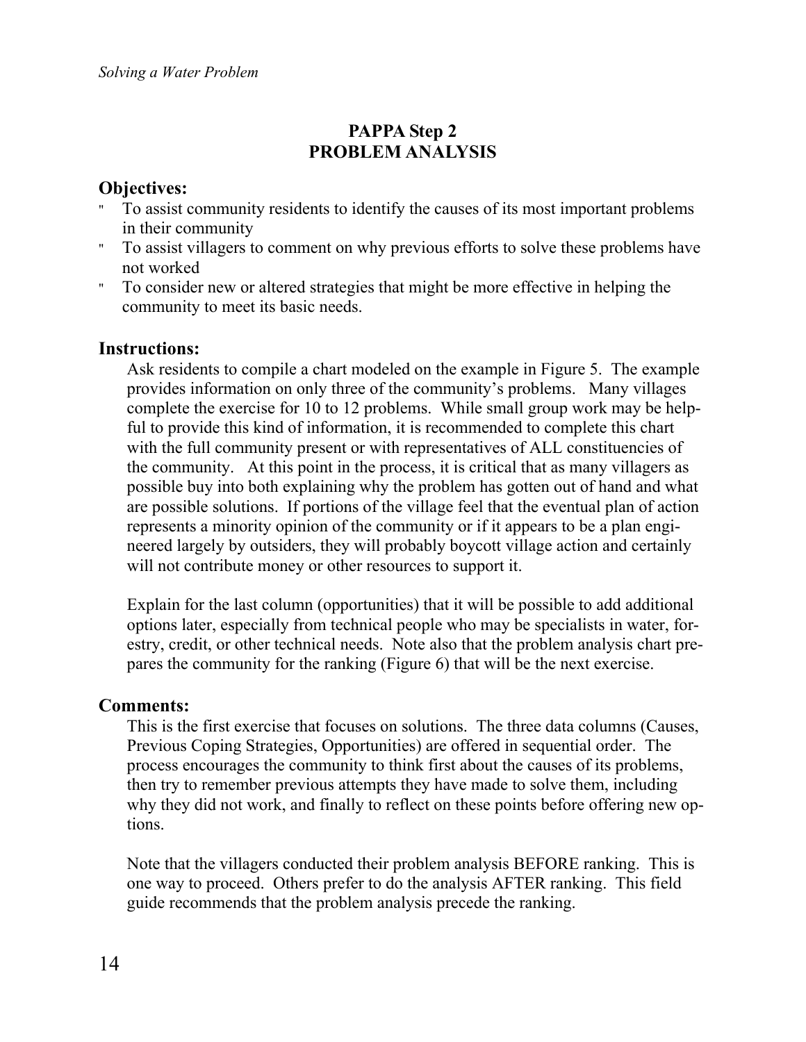## PAPPA Step 2
## PROBLEM ANALYSIS

### Objectives:

- To assist community residents to identify the causes of its most important problems in their community
- To assist villagers to comment on why previous efforts to solve these problems have not worked
- To consider new or altered strategies that might be more effective in helping the community to meet its basic needs.

### Instructions:

Ask residents to compile a chart modeled on the example in Figure 5. The example provides information on only three of the community's problems. Many villages complete the exercise for 10 to 12 problems. While small group work may be helpful to provide this kind of information, it is recommended to complete this chart with the full community present or with representatives of ALL constituencies of the community. At this point in the process, it is critical that as many villagers as possible buy into both explaining why the problem has gotten out of hand and what are possible solutions. If portions of the village feel that the eventual plan of action represents a minority opinion of the community or if it appears to be a plan engineered largely by outsiders, they will probably boycott village action and certainly will not contribute money or other resources to support it.

Explain for the last column (opportunities) that it will be possible to add additional options later, especially from technical people who may be specialists in water, forestry, credit, or other technical needs. Note also that the problem analysis chart prepares the community for the ranking (Figure 6) that will be the next exercise.

### Comments:

This is the first exercise that focuses on solutions. The three data columns (Causes, Previous Coping Strategies, Opportunities) are offered in sequential order. The process encourages the community to think first about the causes of its problems, then try to remember previous attempts they have made to solve them, including why they did not work, and finally to reflect on these points before offering new options.

Note that the villagers conducted their problem analysis BEFORE ranking. This is one way to proceed. Others prefer to do the analysis AFTER ranking. This field guide recommends that the problem analysis precede the ranking.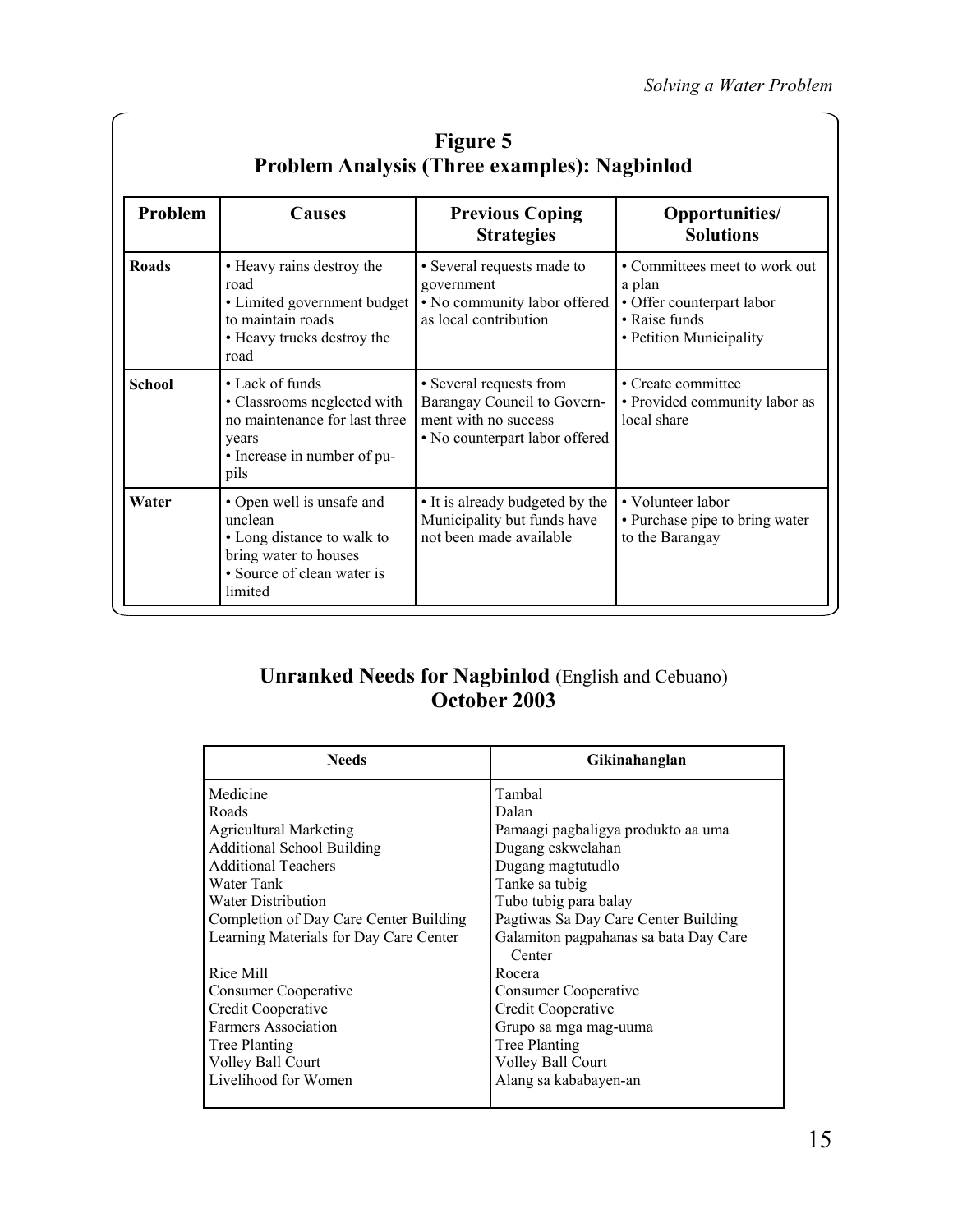## Figure 5
## Problem Analysis (Three examples): Nagbinlod

| Problem | Causes | Previous Coping Strategies | Opportunities/ Solutions |
|---|---|---|---|
| **Roads** | • Heavy rains destroy the road<br>• Limited government budget to maintain roads<br>• Heavy trucks destroy the road | • Several requests made to government<br>• No community labor offered as local contribution | • Committees meet to work out a plan<br>• Offer counterpart labor<br>• Raise funds<br>• Petition Municipality |
| **School** | • Lack of funds<br>• Classrooms neglected with no maintenance for last three years<br>• Increase in number of pupils | • Several requests from Barangay Council to Government with no success<br>• No counterpart labor offered | • Create committee<br>• Provided community labor as local share |
| **Water** | • Open well is unsafe and unclean<br>• Long distance to walk to bring water to houses<br>• Source of clean water is limited | • It is already budgeted by the Municipality but funds have not been made available | • Volunteer labor<br>• Purchase pipe to bring water to the Barangay |

## Unranked Needs for Nagbinlod (English and Cebuano) October 2003

| Needs | Gikinahanglan |
|---|---|
| Medicine | Tambal |
| Roads | Dalan |
| Agricultural Marketing | Pamaagi pagbaligya produkto aa uma |
| Additional School Building | Dugang eskwelahan |
| Additional Teachers | Dugang magtutudlo |
| Water Tank | Tanke sa tubig |
| Water Distribution | Tubo tubig para balay |
| Completion of Day Care Center Building | Pagtiwas Sa Day Care Center Building |
| Learning Materials for Day Care Center | Galamiton pagpahanas sa bata Day Care Center |
| Rice Mill | Rocera |
| Consumer Cooperative | Consumer Cooperative |
| Credit Cooperative | Credit Cooperative |
| Farmers Association | Grupo sa mga mag-uuma |
| Tree Planting | Tree Planting |
| Volley Ball Court | Volley Ball Court |
| Livelihood for Women | Alang sa kababayen-an |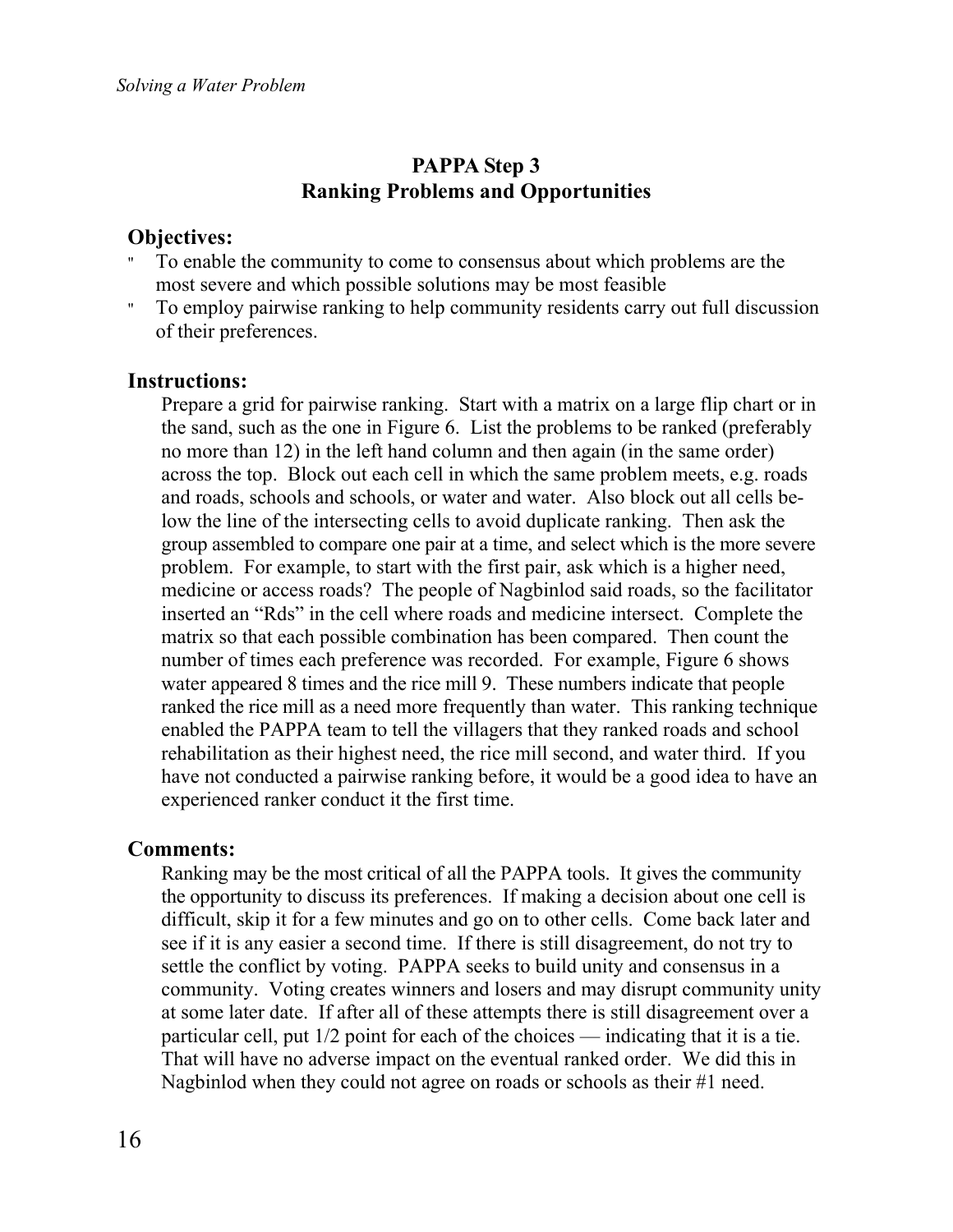## PAPPA Step 3
## Ranking Problems and Opportunities

### Objectives:

- To enable the community to come to consensus about which problems are the most severe and which possible solutions may be most feasible
- To employ pairwise ranking to help community residents carry out full discussion of their preferences.

### Instructions:

Prepare a grid for pairwise ranking. Start with a matrix on a large flip chart or in the sand, such as the one in Figure 6. List the problems to be ranked (preferably no more than 12) in the left hand column and then again (in the same order) across the top. Block out each cell in which the same problem meets, e.g. roads and roads, schools and schools, or water and water. Also block out all cells below the line of the intersecting cells to avoid duplicate ranking. Then ask the group assembled to compare one pair at a time, and select which is the more severe problem. For example, to start with the first pair, ask which is a higher need, medicine or access roads? The people of Nagbinlod said roads, so the facilitator inserted an "Rds" in the cell where roads and medicine intersect. Complete the matrix so that each possible combination has been compared. Then count the number of times each preference was recorded. For example, Figure 6 shows water appeared 8 times and the rice mill 9. These numbers indicate that people ranked the rice mill as a need more frequently than water. This ranking technique enabled the PAPPA team to tell the villagers that they ranked roads and school rehabilitation as their highest need, the rice mill second, and water third. If you have not conducted a pairwise ranking before, it would be a good idea to have an experienced ranker conduct it the first time.

### Comments:

Ranking may be the most critical of all the PAPPA tools. It gives the community the opportunity to discuss its preferences. If making a decision about one cell is difficult, skip it for a few minutes and go on to other cells. Come back later and see if it is any easier a second time. If there is still disagreement, do not try to settle the conflict by voting. PAPPA seeks to build unity and consensus in a community. Voting creates winners and losers and may disrupt community unity at some later date. If after all of these attempts there is still disagreement over a particular cell, put 1/2 point for each of the choices — indicating that it is a tie. That will have no adverse impact on the eventual ranked order. We did this in Nagbinlod when they could not agree on roads or schools as their #1 need.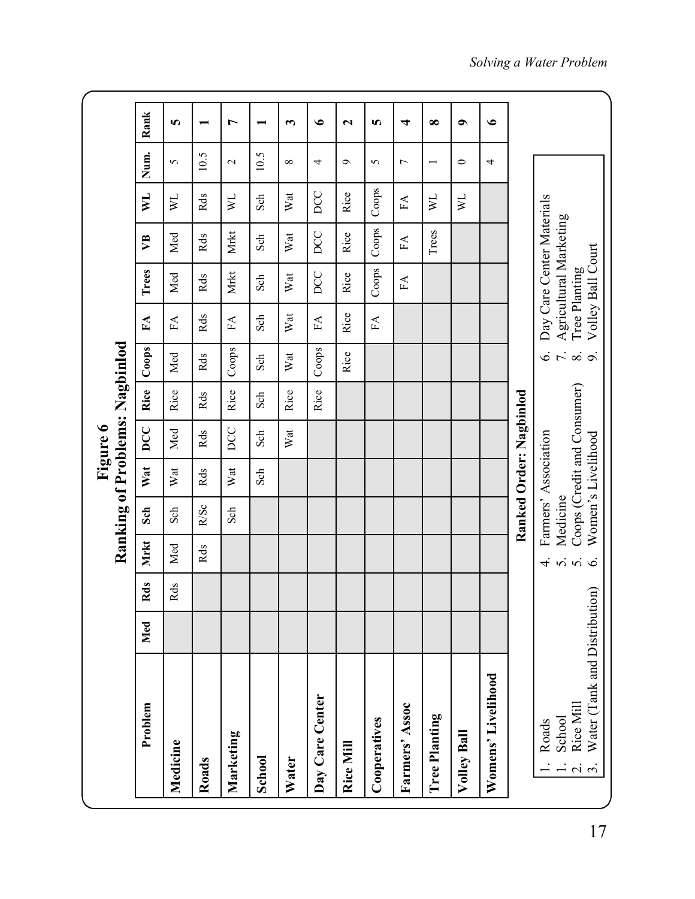## Figure 6
## Ranking of Problems: Nagbinlod

| Problem | Med | Rds | Mrkt | Sch | Wat | DCC | Rice | Coops | FA | Trees | VB | WL | Num. | Rank |
|---|---|---|---|---|---|---|---|---|---|---|---|---|---|---|
| **Medicine** | | Rds | Med | Sch | Wat | Med | Rice | Med | FA | Med | Med | WL | 5 | **5** |
| **Roads** | | | Rds | R/Sc | Rds | Rds | Rds | Rds | Rds | Rds | Rds | Rds | 10.5 | **1** |
| **Marketing** | | | | Sch | Wat | DCC | Rice | Coops | FA | Mrkt | Mrkt | WL | 2 | **7** |
| **School** | | | | | Sch | Sch | Sch | Sch | Sch | Sch | Sch | Sch | 10.5 | **1** |
| **Water** | | | | | | Wat | Rice | Wat | Wat | Wat | Wat | Wat | 8 | **3** |
| **Day Care Center** | | | | | | | Rice | Coops | FA | DCC | DCC | DCC | 4 | **6** |
| **Rice Mill** | | | | | | | | Rice | Rice | Rice | Rice | Rice | 9 | **2** |
| **Cooperatives** | | | | | | | | | FA | Coops | Coops | Coops | 5 | **5** |
| **Farmers' Assoc** | | | | | | | | | | FA | FA | FA | 7 | **4** |
| **Tree Planting** | | | | | | | | | | | Trees | WL | 1 | **8** |
| **Volley Ball** | | | | | | | | | | | | WL | 0 | **9** |
| **Womens' Livelihood** | | | | | | | | | | | | | 4 | **6** |

**Ranked Order: Nagbinlod**

1. Roads
1. School
2. Rice Mill
3. Water (Tank and Distribution)
4. Farmers' Association
5. Medicine
5. Coops (Credit and Consumer)
6. Women's Livelihood
6. Day Care Center Materials
7. Agricultural Marketing
8. Tree Planting
9. Volley Ball Court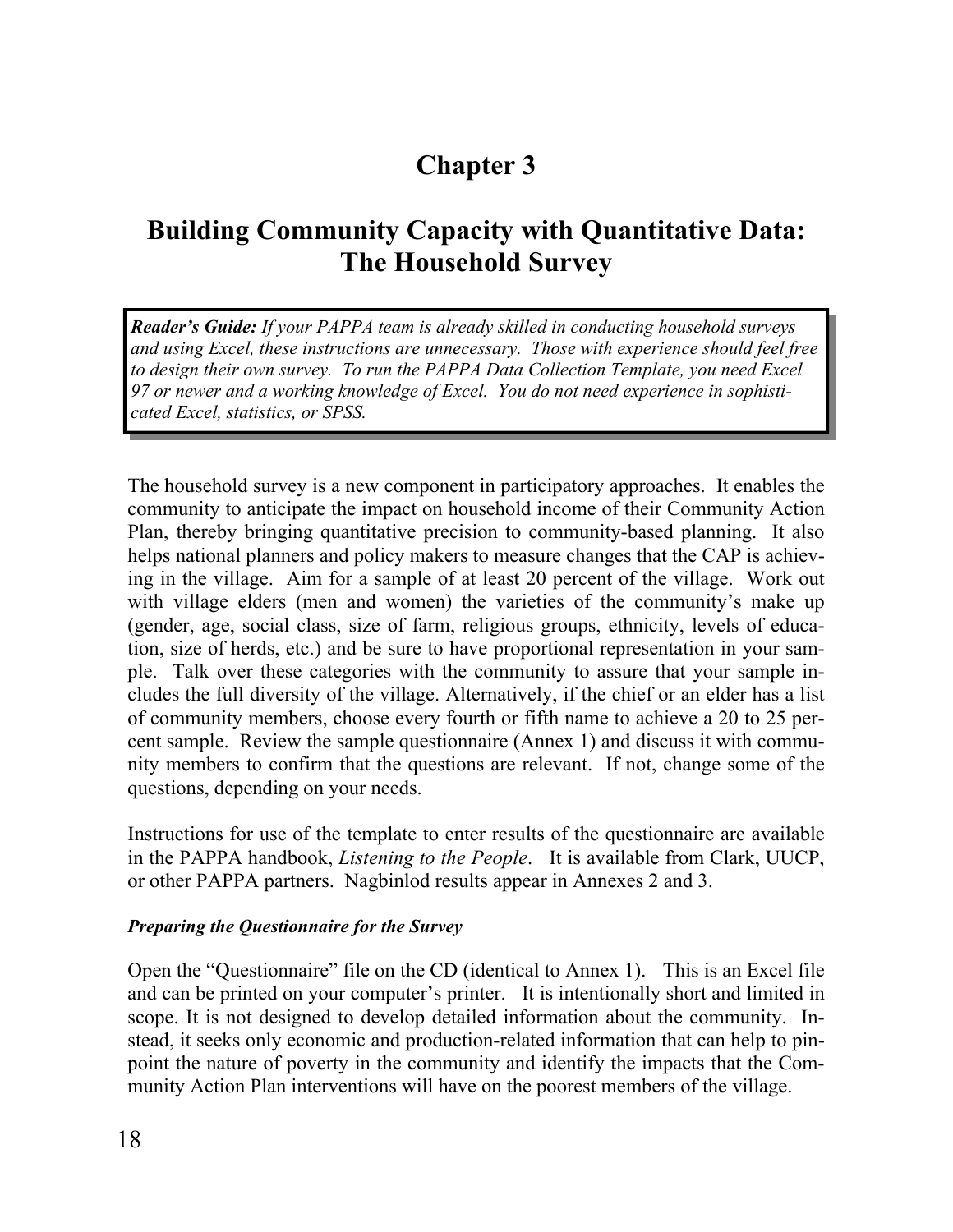# Chapter 3

## Building Community Capacity with Quantitative Data: The Household Survey

> ***Reader's Guide:*** *If your PAPPA team is already skilled in conducting household surveys and using Excel, these instructions are unnecessary. Those with experience should feel free to design their own survey. To run the PAPPA Data Collection Template, you need Excel 97 or newer and a working knowledge of Excel. You do not need experience in sophisticated Excel, statistics, or SPSS.*

The household survey is a new component in participatory approaches. It enables the community to anticipate the impact on household income of their Community Action Plan, thereby bringing quantitative precision to community-based planning. It also helps national planners and policy makers to measure changes that the CAP is achieving in the village. Aim for a sample of at least 20 percent of the village. Work out with village elders (men and women) the varieties of the community's make up (gender, age, social class, size of farm, religious groups, ethnicity, levels of education, size of herds, etc.) and be sure to have proportional representation in your sample. Talk over these categories with the community to assure that your sample includes the full diversity of the village. Alternatively, if the chief or an elder has a list of community members, choose every fourth or fifth name to achieve a 20 to 25 percent sample. Review the sample questionnaire (Annex 1) and discuss it with community members to confirm that the questions are relevant. If not, change some of the questions, depending on your needs.

Instructions for use of the template to enter results of the questionnaire are available in the PAPPA handbook, *Listening to the People*. It is available from Clark, UUCP, or other PAPPA partners. Nagbinlod results appear in Annexes 2 and 3.

***Preparing the Questionnaire for the Survey***

Open the "Questionnaire" file on the CD (identical to Annex 1). This is an Excel file and can be printed on your computer's printer. It is intentionally short and limited in scope. It is not designed to develop detailed information about the community. Instead, it seeks only economic and production-related information that can help to pinpoint the nature of poverty in the community and identify the impacts that the Community Action Plan interventions will have on the poorest members of the village.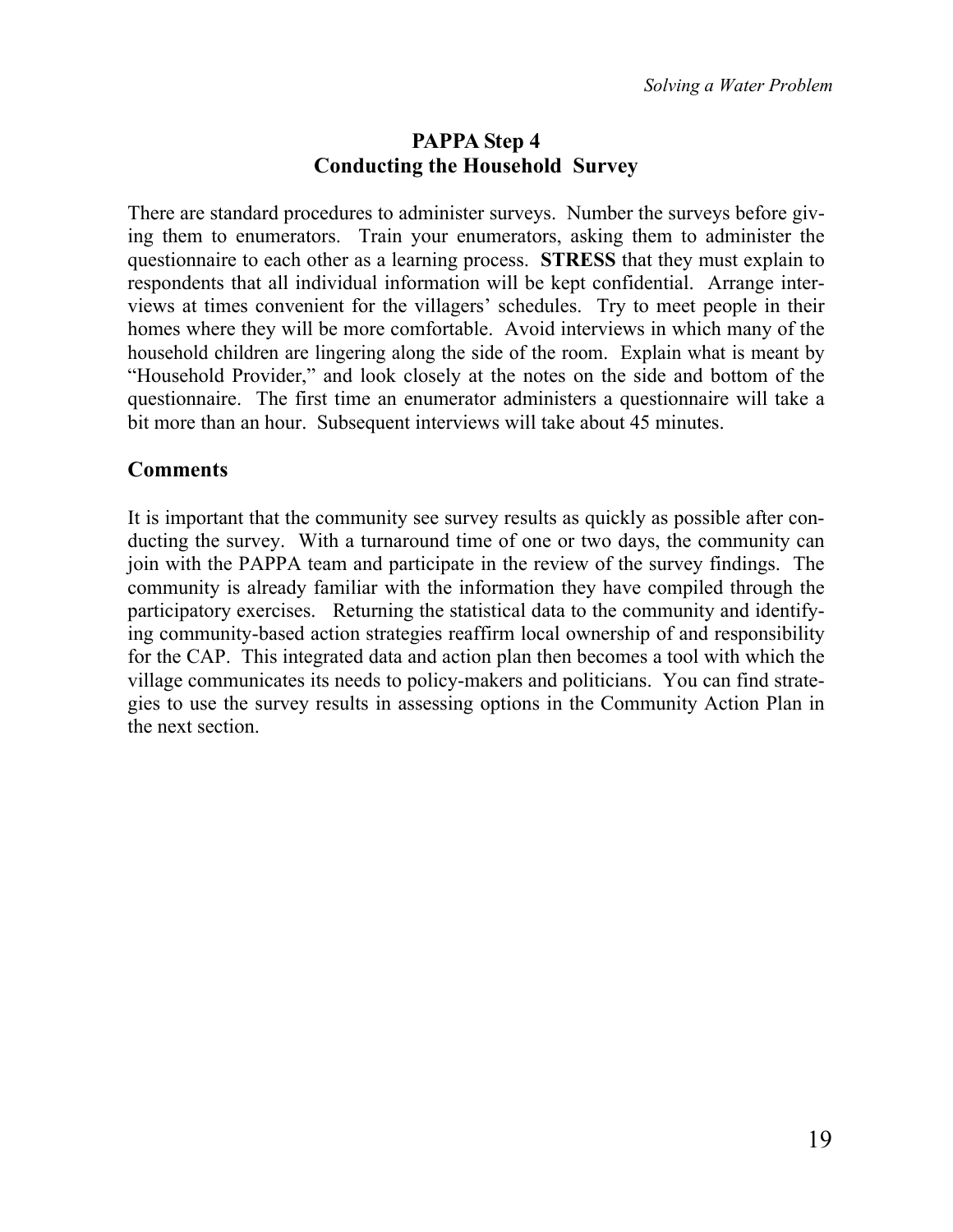## PAPPA Step 4
## Conducting the Household Survey

There are standard procedures to administer surveys. Number the surveys before giving them to enumerators. Train your enumerators, asking them to administer the questionnaire to each other as a learning process. **STRESS** that they must explain to respondents that all individual information will be kept confidential. Arrange interviews at times convenient for the villagers' schedules. Try to meet people in their homes where they will be more comfortable. Avoid interviews in which many of the household children are lingering along the side of the room. Explain what is meant by "Household Provider," and look closely at the notes on the side and bottom of the questionnaire. The first time an enumerator administers a questionnaire will take a bit more than an hour. Subsequent interviews will take about 45 minutes.

### Comments

It is important that the community see survey results as quickly as possible after conducting the survey. With a turnaround time of one or two days, the community can join with the PAPPA team and participate in the review of the survey findings. The community is already familiar with the information they have compiled through the participatory exercises. Returning the statistical data to the community and identifying community-based action strategies reaffirm local ownership of and responsibility for the CAP. This integrated data and action plan then becomes a tool with which the village communicates its needs to policy-makers and politicians. You can find strategies to use the survey results in assessing options in the Community Action Plan in the next section.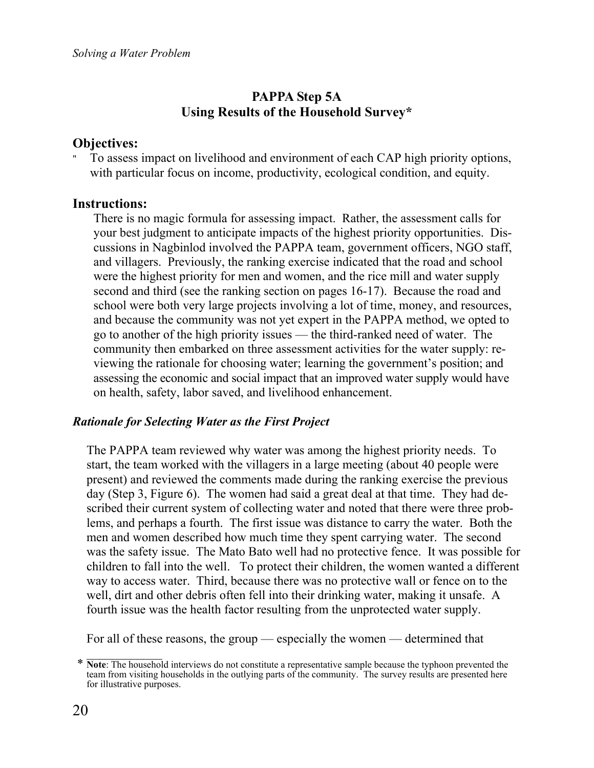## PAPPA Step 5A
## Using Results of the Household Survey*

### Objectives:

- To assess impact on livelihood and environment of each CAP high priority options, with particular focus on income, productivity, ecological condition, and equity.

### Instructions:

There is no magic formula for assessing impact. Rather, the assessment calls for your best judgment to anticipate impacts of the highest priority opportunities. Discussions in Nagbinlod involved the PAPPA team, government officers, NGO staff, and villagers. Previously, the ranking exercise indicated that the road and school were the highest priority for men and women, and the rice mill and water supply second and third (see the ranking section on pages 16-17). Because the road and school were both very large projects involving a lot of time, money, and resources, and because the community was not yet expert in the PAPPA method, we opted to go to another of the high priority issues — the third-ranked need of water. The community then embarked on three assessment activities for the water supply: reviewing the rationale for choosing water; learning the government's position; and assessing the economic and social impact that an improved water supply would have on health, safety, labor saved, and livelihood enhancement.

#### *Rationale for Selecting Water as the First Project*

The PAPPA team reviewed why water was among the highest priority needs. To start, the team worked with the villagers in a large meeting (about 40 people were present) and reviewed the comments made during the ranking exercise the previous day (Step 3, Figure 6). The women had said a great deal at that time. They had described their current system of collecting water and noted that there were three problems, and perhaps a fourth. The first issue was distance to carry the water. Both the men and women described how much time they spent carrying water. The second was the safety issue. The Mato Bato well had no protective fence. It was possible for children to fall into the well. To protect their children, the women wanted a different way to access water. Third, because there was no protective wall or fence on to the well, dirt and other debris often fell into their drinking water, making it unsafe. A fourth issue was the health factor resulting from the unprotected water supply.

For all of these reasons, the group — especially the women — determined that

\* **Note**: The household interviews do not constitute a representative sample because the typhoon prevented the team from visiting households in the outlying parts of the community. The survey results are presented here for illustrative purposes.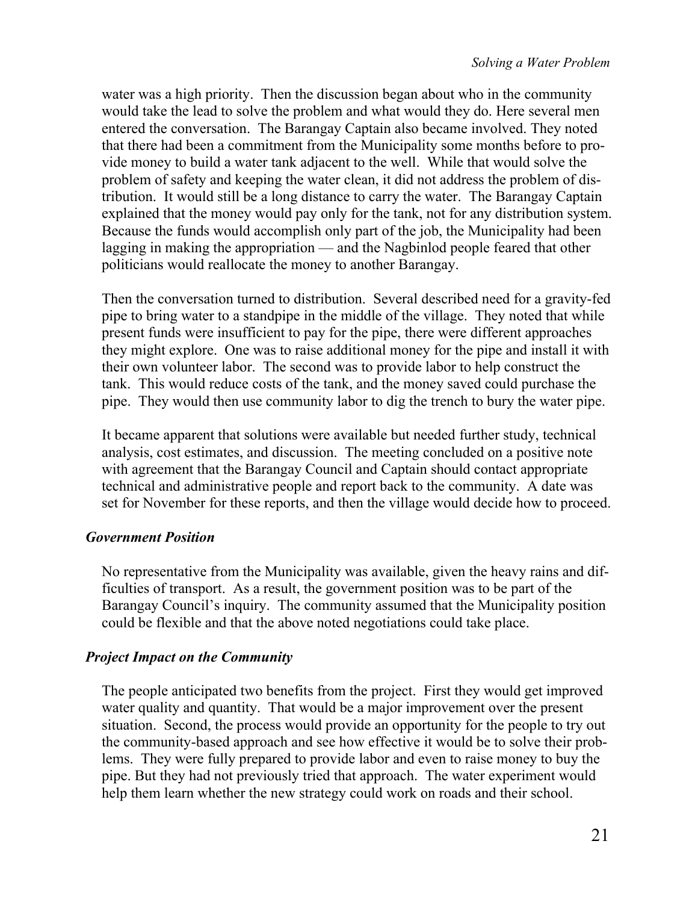water was a high priority. Then the discussion began about who in the community would take the lead to solve the problem and what would they do. Here several men entered the conversation. The Barangay Captain also became involved. They noted that there had been a commitment from the Municipality some months before to provide money to build a water tank adjacent to the well. While that would solve the problem of safety and keeping the water clean, it did not address the problem of distribution. It would still be a long distance to carry the water. The Barangay Captain explained that the money would pay only for the tank, not for any distribution system. Because the funds would accomplish only part of the job, the Municipality had been lagging in making the appropriation — and the Nagbinlod people feared that other politicians would reallocate the money to another Barangay.

Then the conversation turned to distribution. Several described need for a gravity-fed pipe to bring water to a standpipe in the middle of the village. They noted that while present funds were insufficient to pay for the pipe, there were different approaches they might explore. One was to raise additional money for the pipe and install it with their own volunteer labor. The second was to provide labor to help construct the tank. This would reduce costs of the tank, and the money saved could purchase the pipe. They would then use community labor to dig the trench to bury the water pipe.

It became apparent that solutions were available but needed further study, technical analysis, cost estimates, and discussion. The meeting concluded on a positive note with agreement that the Barangay Council and Captain should contact appropriate technical and administrative people and report back to the community. A date was set for November for these reports, and then the village would decide how to proceed.

### *Government Position*

No representative from the Municipality was available, given the heavy rains and difficulties of transport. As a result, the government position was to be part of the Barangay Council's inquiry. The community assumed that the Municipality position could be flexible and that the above noted negotiations could take place.

### *Project Impact on the Community*

The people anticipated two benefits from the project. First they would get improved water quality and quantity. That would be a major improvement over the present situation. Second, the process would provide an opportunity for the people to try out the community-based approach and see how effective it would be to solve their problems. They were fully prepared to provide labor and even to raise money to buy the pipe. But they had not previously tried that approach. The water experiment would help them learn whether the new strategy could work on roads and their school.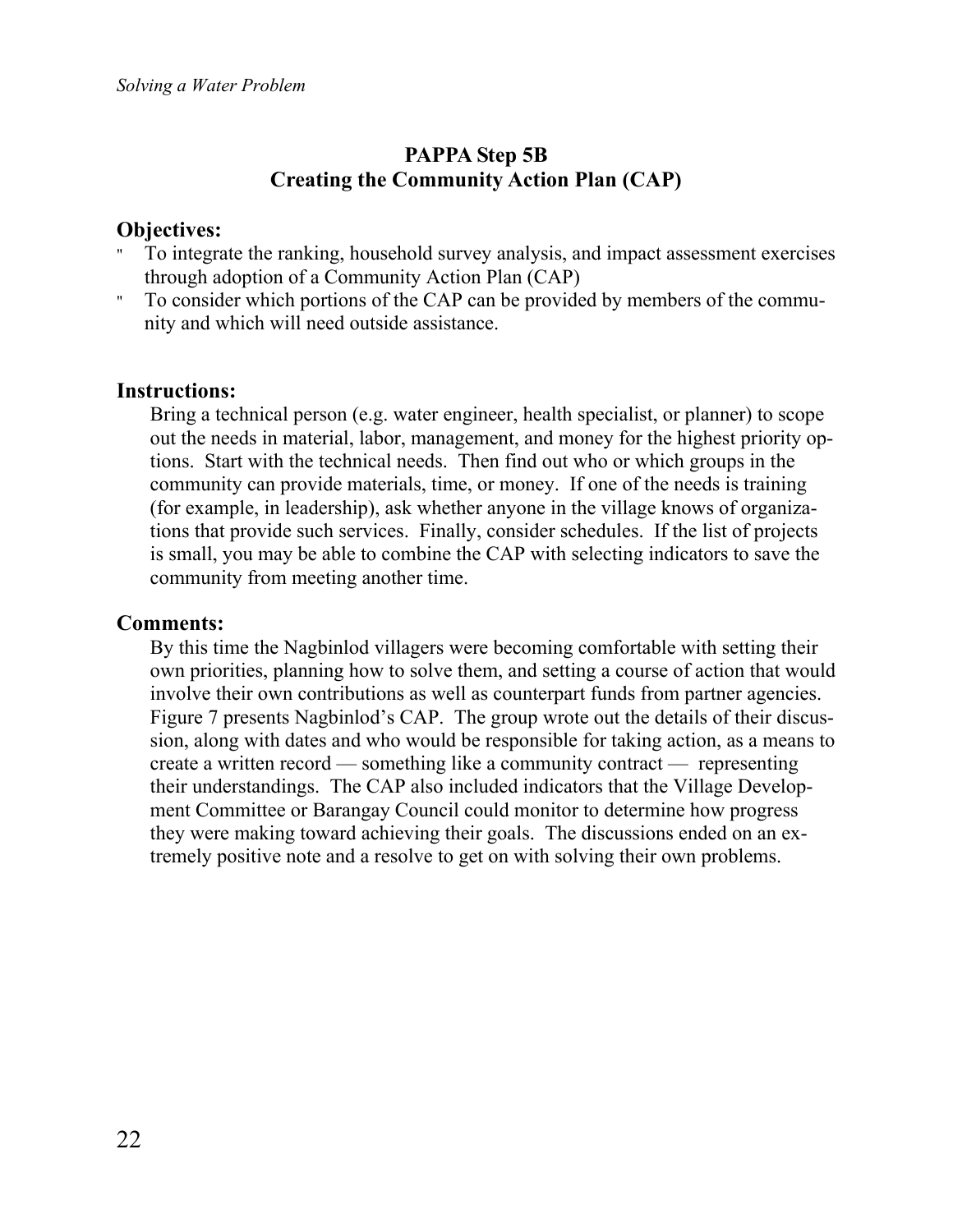## PAPPA Step 5B
## Creating the Community Action Plan (CAP)

### Objectives:

- To integrate the ranking, household survey analysis, and impact assessment exercises through adoption of a Community Action Plan (CAP)
- To consider which portions of the CAP can be provided by members of the community and which will need outside assistance.

### Instructions:

Bring a technical person (e.g. water engineer, health specialist, or planner) to scope out the needs in material, labor, management, and money for the highest priority options. Start with the technical needs. Then find out who or which groups in the community can provide materials, time, or money. If one of the needs is training (for example, in leadership), ask whether anyone in the village knows of organizations that provide such services. Finally, consider schedules. If the list of projects is small, you may be able to combine the CAP with selecting indicators to save the community from meeting another time.

### Comments:

By this time the Nagbinlod villagers were becoming comfortable with setting their own priorities, planning how to solve them, and setting a course of action that would involve their own contributions as well as counterpart funds from partner agencies. Figure 7 presents Nagbinlod's CAP. The group wrote out the details of their discussion, along with dates and who would be responsible for taking action, as a means to create a written record — something like a community contract — representing their understandings. The CAP also included indicators that the Village Development Committee or Barangay Council could monitor to determine how progress they were making toward achieving their goals. The discussions ended on an extremely positive note and a resolve to get on with solving their own problems.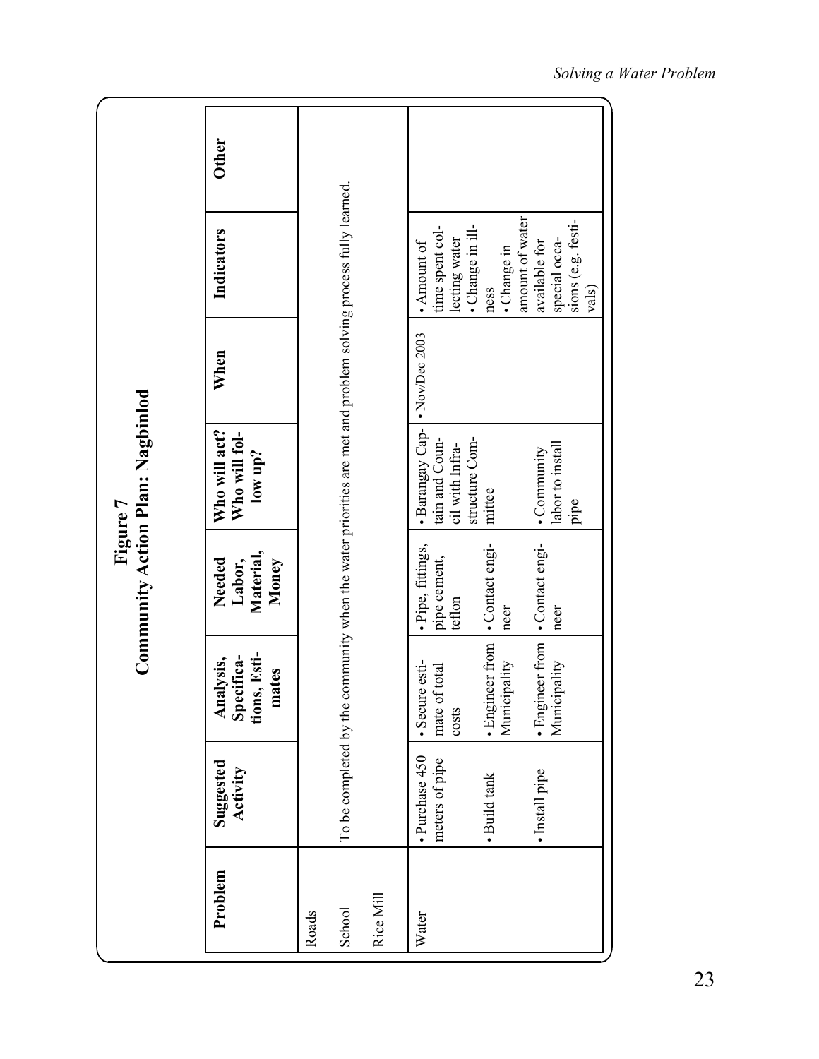**Figure 7**
**Community Action Plan: Nagbinlod**

| Problem | Suggested Activity | Analysis, Specifications, Estimates | Needed Labor, Material, Money | Who will act? Who will follow up? | When | Indicators | Other |
|---|---|---|---|---|---|---|---|
| Roads<br>School<br>Rice Mill | To be completed by the community when the water priorities are met and problem solving process fully learned. | | | | | | |
| Water | • Purchase 450 meters of pipe<br>• Build tank<br>• Install pipe | • Secure estimate of total costs<br>• Engineer from Municipality<br>• Engineer from Municipality | • Pipe, fittings, pipe cement, teflon<br>• Contact engineer<br>• Contact engineer | • Barangay Captain and Council with Infrastructure Committee<br>• Community labor to install pipe | • Nov/Dec 2003 | • Amount of time spent collecting water<br>• Change in illness<br>• Change in amount of water available for special occasions (e.g. festivals) | |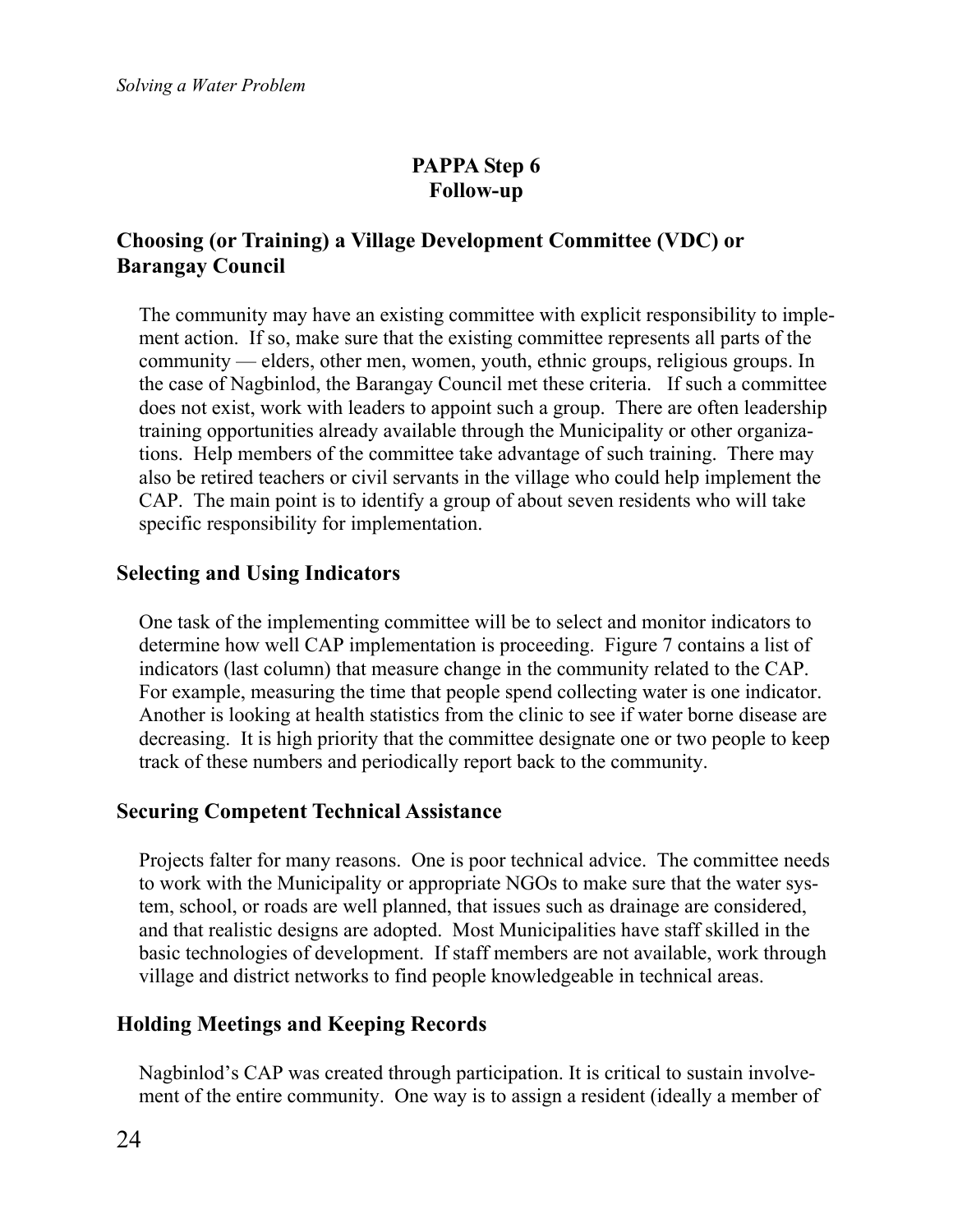## PAPPA Step 6
## Follow-up

### Choosing (or Training) a Village Development Committee (VDC) or Barangay Council

The community may have an existing committee with explicit responsibility to implement action. If so, make sure that the existing committee represents all parts of the community — elders, other men, women, youth, ethnic groups, religious groups. In the case of Nagbinlod, the Barangay Council met these criteria. If such a committee does not exist, work with leaders to appoint such a group. There are often leadership training opportunities already available through the Municipality or other organizations. Help members of the committee take advantage of such training. There may also be retired teachers or civil servants in the village who could help implement the CAP. The main point is to identify a group of about seven residents who will take specific responsibility for implementation.

### Selecting and Using Indicators

One task of the implementing committee will be to select and monitor indicators to determine how well CAP implementation is proceeding. Figure 7 contains a list of indicators (last column) that measure change in the community related to the CAP. For example, measuring the time that people spend collecting water is one indicator. Another is looking at health statistics from the clinic to see if water borne disease are decreasing. It is high priority that the committee designate one or two people to keep track of these numbers and periodically report back to the community.

### Securing Competent Technical Assistance

Projects falter for many reasons. One is poor technical advice. The committee needs to work with the Municipality or appropriate NGOs to make sure that the water system, school, or roads are well planned, that issues such as drainage are considered, and that realistic designs are adopted. Most Municipalities have staff skilled in the basic technologies of development. If staff members are not available, work through village and district networks to find people knowledgeable in technical areas.

### Holding Meetings and Keeping Records

Nagbinlod's CAP was created through participation. It is critical to sustain involvement of the entire community. One way is to assign a resident (ideally a member of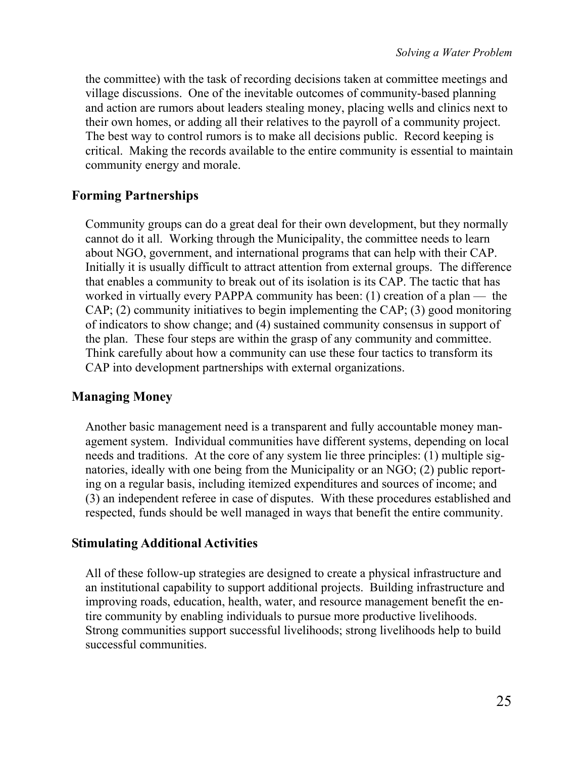the committee) with the task of recording decisions taken at committee meetings and village discussions. One of the inevitable outcomes of community-based planning and action are rumors about leaders stealing money, placing wells and clinics next to their own homes, or adding all their relatives to the payroll of a community project. The best way to control rumors is to make all decisions public. Record keeping is critical. Making the records available to the entire community is essential to maintain community energy and morale.

## Forming Partnerships

Community groups can do a great deal for their own development, but they normally cannot do it all. Working through the Municipality, the committee needs to learn about NGO, government, and international programs that can help with their CAP. Initially it is usually difficult to attract attention from external groups. The difference that enables a community to break out of its isolation is its CAP. The tactic that has worked in virtually every PAPPA community has been: (1) creation of a plan — the CAP; (2) community initiatives to begin implementing the CAP; (3) good monitoring of indicators to show change; and (4) sustained community consensus in support of the plan. These four steps are within the grasp of any community and committee. Think carefully about how a community can use these four tactics to transform its CAP into development partnerships with external organizations.

## Managing Money

Another basic management need is a transparent and fully accountable money management system. Individual communities have different systems, depending on local needs and traditions. At the core of any system lie three principles: (1) multiple signatories, ideally with one being from the Municipality or an NGO; (2) public reporting on a regular basis, including itemized expenditures and sources of income; and (3) an independent referee in case of disputes. With these procedures established and respected, funds should be well managed in ways that benefit the entire community.

## Stimulating Additional Activities

All of these follow-up strategies are designed to create a physical infrastructure and an institutional capability to support additional projects. Building infrastructure and improving roads, education, health, water, and resource management benefit the entire community by enabling individuals to pursue more productive livelihoods. Strong communities support successful livelihoods; strong livelihoods help to build successful communities.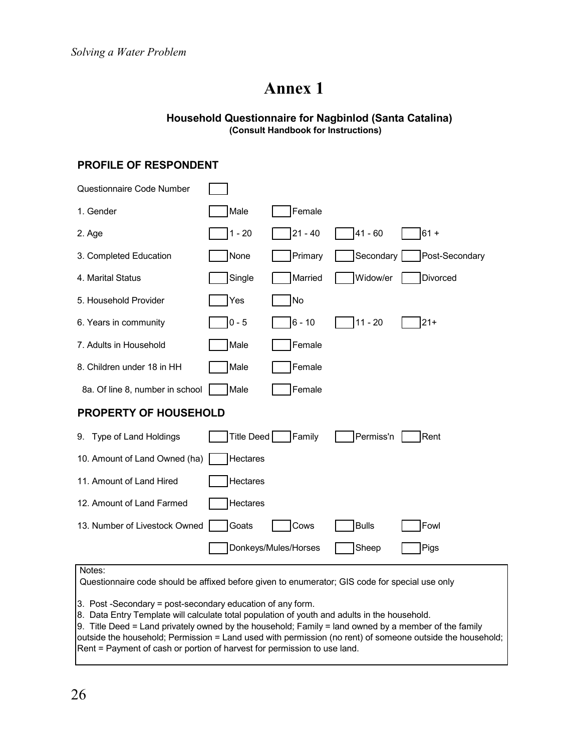# Annex 1

**Household Questionnaire for Nagbinlod (Santa Catalina)**
**(Consult Handbook for Instructions)**

## PROFILE OF RESPONDENT

| | | | | |
|---|---|---|---|---|
| Questionnaire Code Number | ☐ | | | |
| 1. Gender | ☐ Male | ☐ Female | | |
| 2. Age | ☐ 1 - 20 | ☐ 21 - 40 | ☐ 41 - 60 | ☐ 61 + |
| 3. Completed Education | ☐ None | ☐ Primary | ☐ Secondary | ☐ Post-Secondary |
| 4. Marital Status | ☐ Single | ☐ Married | ☐ Widow/er | ☐ Divorced |
| 5. Household Provider | ☐ Yes | ☐ No | | |
| 6. Years in community | ☐ 0 - 5 | ☐ 6 - 10 | ☐ 11 - 20 | ☐ 21+ |
| 7. Adults in Household | ☐ Male | ☐ Female | | |
| 8. Children under 18 in HH | ☐ Male | ☐ Female | | |
| 8a. Of line 8, number in school | ☐ Male | ☐ Female | | |

## PROPERTY OF HOUSEHOLD

| | | | | |
|---|---|---|---|---|
| 9. Type of Land Holdings | ☐ Title Deed | ☐ Family | ☐ Permiss'n | ☐ Rent |
| 10. Amount of Land Owned (ha) | ☐ Hectares | | | |
| 11. Amount of Land Hired | ☐ Hectares | | | |
| 12. Amount of Land Farmed | ☐ Hectares | | | |
| 13. Number of Livestock Owned | ☐ Goats | ☐ Cows | ☐ Bulls | ☐ Fowl |
| | ☐ Donkeys/Mules/Horses | | ☐ Sheep | ☐ Pigs |

Notes:
Questionnaire code should be affixed before given to enumerator; GIS code for special use only

3. Post -Secondary = post-secondary education of any form.
8. Data Entry Template will calculate total population of youth and adults in the household.
9. Title Deed = Land privately owned by the household; Family = land owned by a member of the family outside the household; Permission = Land used with permission (no rent) of someone outside the household; Rent = Payment of cash or portion of harvest for permission to use land.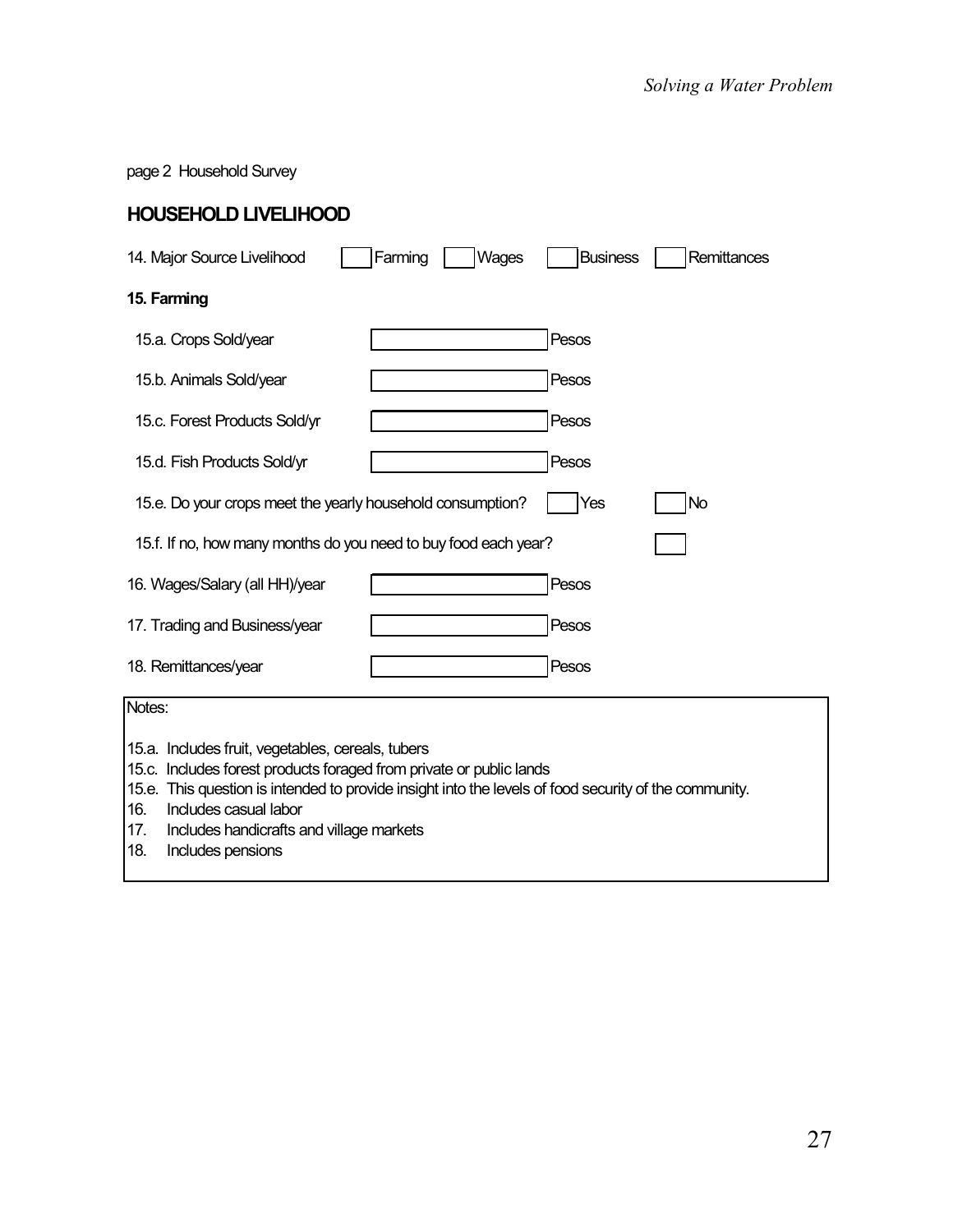page 2 Household Survey

## HOUSEHOLD LIVELIHOOD

14. Major Source Livelihood ☐ Farming ☐ Wages ☐ Business ☐ Remittances

**15. Farming**

15.a. Crops Sold/year ________ Pesos

15.b. Animals Sold/year ________ Pesos

15.c. Forest Products Sold/yr ________ Pesos

15.d. Fish Products Sold/yr ________ Pesos

15.e. Do your crops meet the yearly household consumption? ☐ Yes ☐ No

15.f. If no, how many months do you need to buy food each year? ☐

16. Wages/Salary (all HH)/year ________ Pesos

17. Trading and Business/year ________ Pesos

18. Remittances/year ________ Pesos

Notes:

15.a. Includes fruit, vegetables, cereals, tubers
15.c. Includes forest products foraged from private or public lands
15.e. This question is intended to provide insight into the levels of food security of the community.
16. Includes casual labor
17. Includes handicrafts and village markets
18. Includes pensions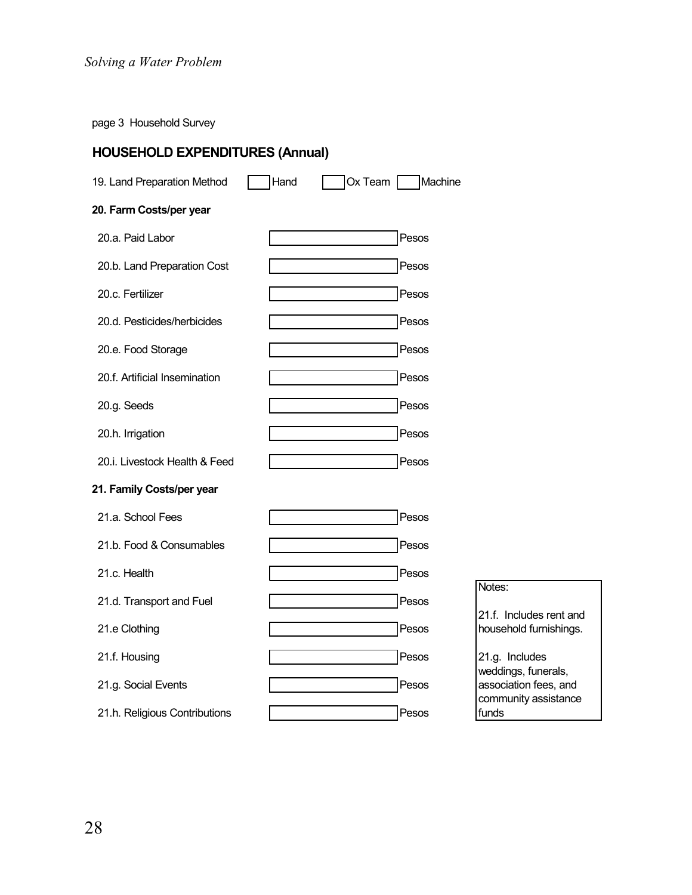page 3 Household Survey

## HOUSEHOLD EXPENDITURES (Annual)

19. Land Preparation Method ☐ Hand ☐ Ox Team ☐ Machine

**20. Farm Costs/per year**

| | | |
|---|---|---|
| 20.a. Paid Labor | | Pesos |
| 20.b. Land Preparation Cost | | Pesos |
| 20.c. Fertilizer | | Pesos |
| 20.d. Pesticides/herbicides | | Pesos |
| 20.e. Food Storage | | Pesos |
| 20.f. Artificial Insemination | | Pesos |
| 20.g. Seeds | | Pesos |
| 20.h. Irrigation | | Pesos |
| 20.i. Livestock Health & Feed | | Pesos |

**21. Family Costs/per year**

| | | |
|---|---|---|
| 21.a. School Fees | | Pesos |
| 21.b. Food & Consumables | | Pesos |
| 21.c. Health | | Pesos |
| 21.d. Transport and Fuel | | Pesos |
| 21.e Clothing | | Pesos |
| 21.f. Housing | | Pesos |
| 21.g. Social Events | | Pesos |
| 21.h. Religious Contributions | | Pesos |

Notes:

21.f. Includes rent and household furnishings.

21.g. Includes weddings, funerals, association fees, and community assistance funds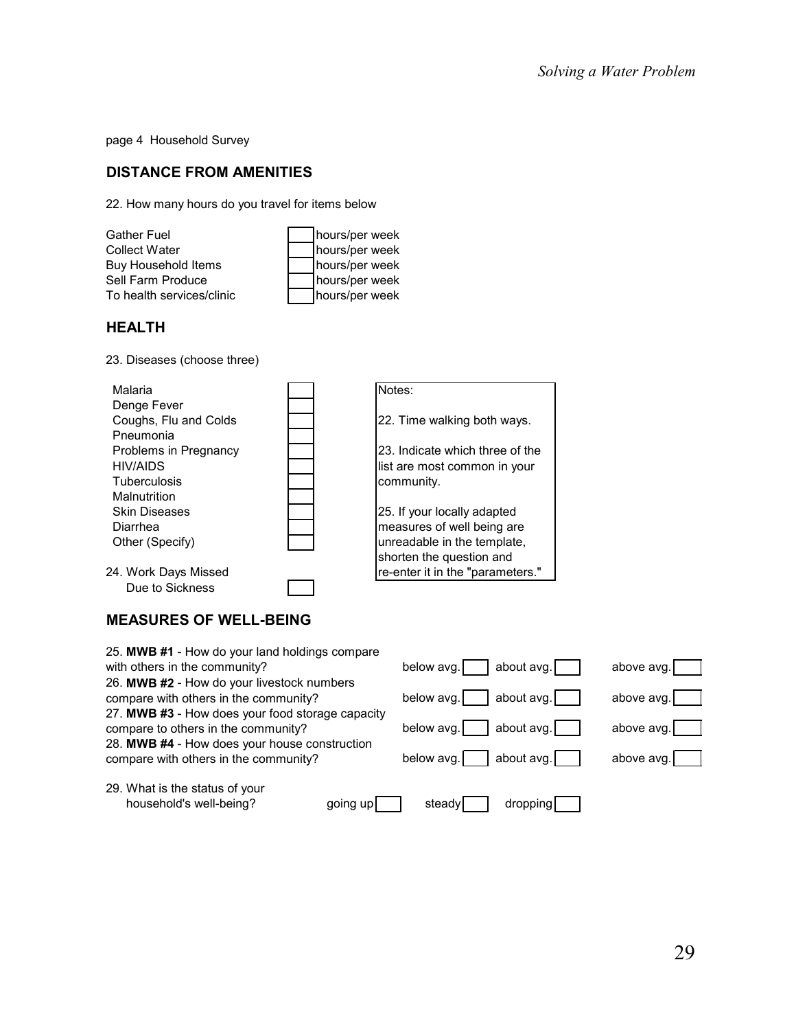page 4 Household Survey

## DISTANCE FROM AMENITIES

22. How many hours do you travel for items below

| | | |
|---|---|---|
| Gather Fuel | | hours/per week |
| Collect Water | | hours/per week |
| Buy Household Items | | hours/per week |
| Sell Farm Produce | | hours/per week |
| To health services/clinic | | hours/per week |

## HEALTH

23. Diseases (choose three)

| | |
|---|---|
| Malaria | |
| Denge Fever | |
| Coughs, Flu and Colds | |
| Pneumonia | |
| Problems in Pregnancy | |
| HIV/AIDS | |
| Tuberculosis | |
| Malnutrition | |
| Skin Diseases | |
| Diarrhea | |
| Other (Specify) | |

24. Work Days Missed Due to Sickness [ ]

Notes:

22. Time walking both ways.

23. Indicate which three of the list are most common in your community.

25. If your locally adapted measures of well being are unreadable in the template, shorten the question and re-enter it in the "parameters."

## MEASURES OF WELL-BEING

| | | | |
|---|---|---|---|
| 25. **MWB #1** - How do your land holdings compare with others in the community? | below avg. [ ] | about avg. [ ] | above avg. [ ] |
| 26. **MWB #2** - How do your livestock numbers compare with others in the community? | below avg. [ ] | about avg. [ ] | above avg. [ ] |
| 27. **MWB #3** - How does your food storage capacity compare to others in the community? | below avg. [ ] | about avg. [ ] | above avg. [ ] |
| 28. **MWB #4** - How does your house construction compare with others in the community? | below avg. [ ] | about avg. [ ] | above avg. [ ] |

29. What is the status of your household's well-being? going up [ ] steady [ ] dropping [ ]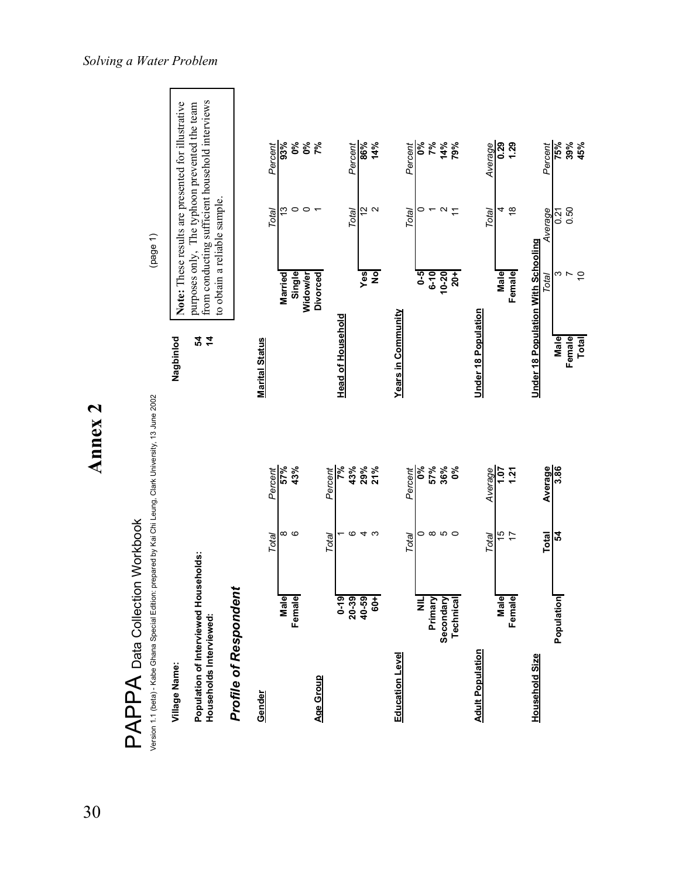# Annex 2

## PAPPA Data Collection Workbook

Version 1.1 (beta) - Kabe Ghana Special Edition: prepared by Kai Chi Leung, Clark University, 13 June 2002

(page 1)

**Village Name:** Nagbinlod

**Population of Interviewed Households:** 54
**Households Interviewed:** 14

**Note:** These results are presented for illustrative purposes only. The typhoon prevented the team from conducting sufficient household interviews to obtain a reliable sample.

### *Profile of Respondent*

**Gender**

| | *Total* | *Percent* |
|---|---|---|
| **Male** | 8 | **57%** |
| **Female** | 6 | **43%** |

**Age Group**

| | *Total* | *Percent* |
|---|---|---|
| **0-19** | 1 | **7%** |
| **20-39** | 6 | **43%** |
| **40-59** | 4 | **29%** |
| **60+** | 3 | **21%** |

**Education Level**

| | *Total* | *Percent* |
|---|---|---|
| **NIL** | 0 | **0%** |
| **Primary** | 8 | **57%** |
| **Secondary** | 5 | **36%** |
| **Technical** | 0 | **0%** |

**Adult Population**

| | *Total* | *Average* |
|---|---|---|
| **Male** | 15 | **1.07** |
| **Female** | 17 | **1.21** |

**Household Size**

| | **Total** | **Average** |
|---|---|---|
| **Population** | **54** | **3.86** |

**Marital Status**

| | *Total* | *Percent* |
|---|---|---|
| **Married** | 13 | **93%** |
| **Single** | 0 | **0%** |
| **Widow/er** | 0 | **0%** |
| **Divorced** | 1 | **7%** |

**Head of Household**

| | *Total* | *Percent* |
|---|---|---|
| **Yes** | 12 | **86%** |
| **No** | 2 | **14%** |

**Years in Community**

| | *Total* | *Percent* |
|---|---|---|
| **0-5** | 0 | **0%** |
| **6-10** | 1 | **7%** |
| **10-20** | 2 | **14%** |
| **20+** | 11 | **79%** |

**Under 18 Population**

| | *Total* | *Average* |
|---|---|---|
| **Male** | 4 | **0.29** |
| **Female** | 18 | **1.29** |

**Under 18 Population With Schooling**

| | *Total* | *Average* | *Percent* |
|---|---|---|---|
| **Male** | 3 | 0.21 | **75%** |
| **Female** | 7 | 0.50 | **39%** |
| **Total** | 10 | | **45%** |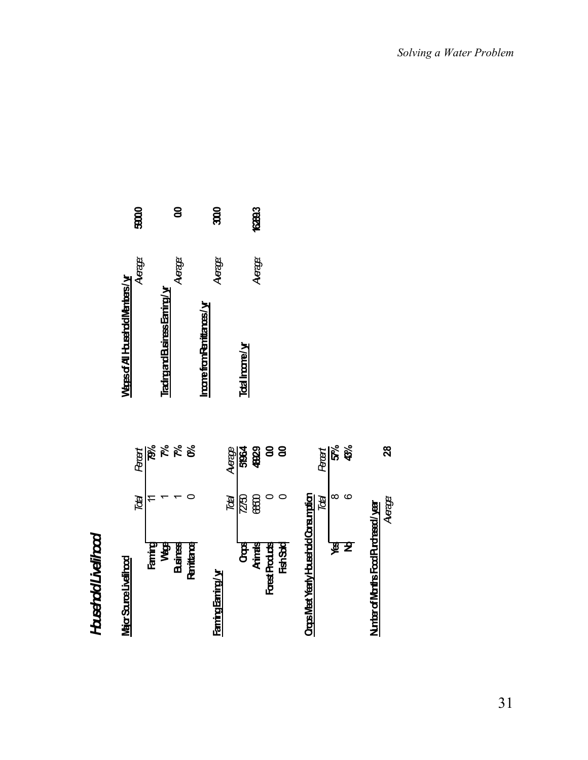# Household Livelihood

**Major Source Livelihood**

| | Total | Percent |
|---|---|---|
| Farming | 11 | 79% |
| Wage | 1 | 7% |
| Business | 1 | 7% |
| Remittance | 0 | 0% |

**Farming Earning / yr**

| | Total | Average |
|---|---|---|
| Crops | 72750 | 5196.4 |
| Animals | 68500 | 4892.9 |
| Forest Products | 0 | 0.0 |
| Fish Sold | 0 | 0.0 |

**Crops Meet Yearly Household Consumption**

| | Total | Percent |
|---|---|---|
| Yes | 8 | 57% |
| No | 6 | 43% |

**Number of Months Food Purchased / year**

*Average:* 2.8

**Wages of All Household Members / yr**

*Average:* 5900.0

**Trading and Business Earning / yr**

*Average:* 0.0

**Income from Remittances / yr**

*Average:* 300.0

**Total Income / yr**

*Average:* 16289.3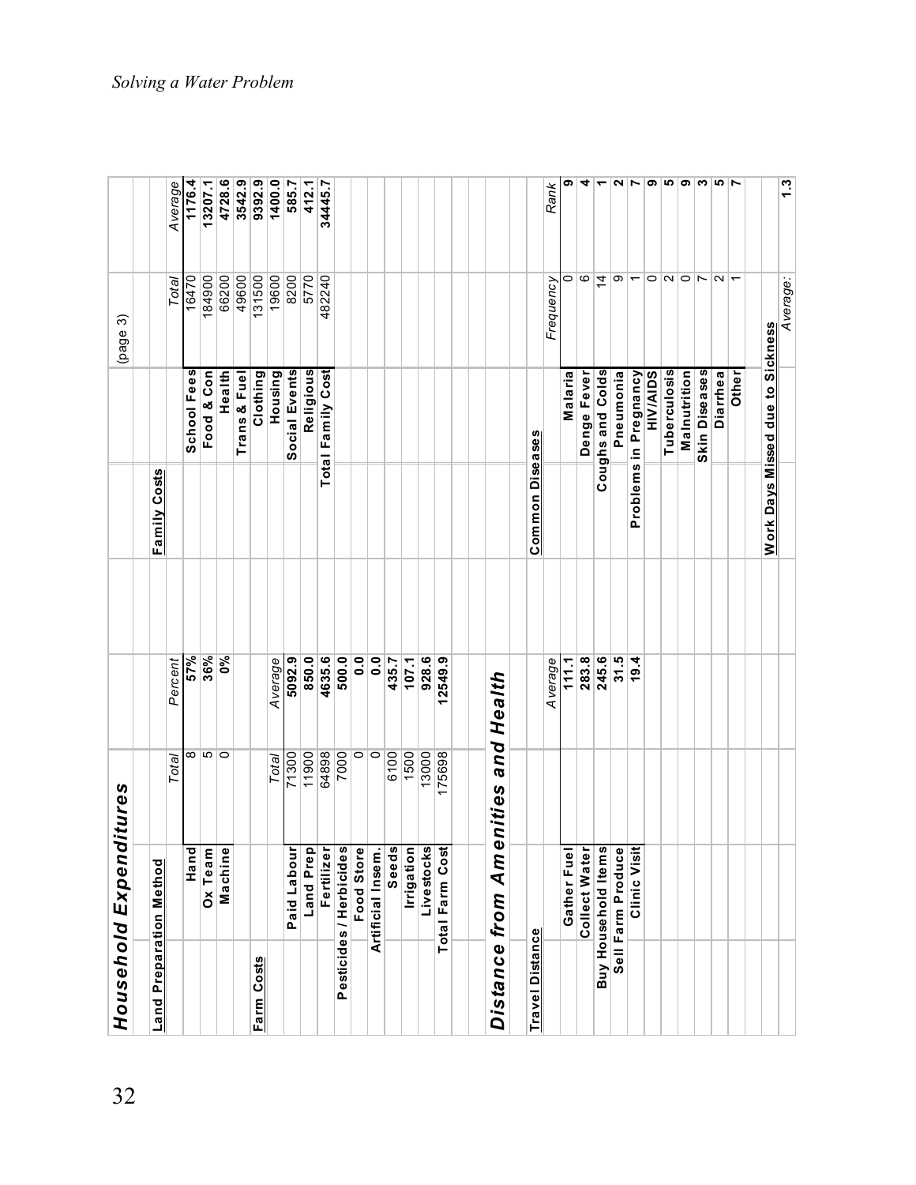## Household Expenditures

(page 3)

### Land Preparation Method

| | Total | Percent |
|---|---|---|
| Hand | 8 | 57% |
| Ox Team | 5 | 36% |
| Machine | 0 | 0% |

### Farm Costs

| | Total | Average |
|---|---|---|
| Paid Labour | 71300 | 5092.9 |
| Land Prep | 11900 | 850.0 |
| Fertilizer | 64898 | 4635.6 |
| Pesticides / Herbicides | 7000 | 500.0 |
| Food Store | 0 | 0.0 |
| Artificial Insem. | 0 | 0.0 |
| Seeds | 6100 | 435.7 |
| Irrigation | 1500 | 107.1 |
| Livestocks | 13000 | 928.6 |
| Total Farm Cost | 175698 | 12549.9 |

### Family Costs

| | Total | Average |
|---|---|---|
| School Fees | 16470 | 1176.4 |
| Food & Con | 184900 | 13207.1 |
| Health | 66200 | 4728.6 |
| Trans & Fuel | 49600 | 3542.9 |
| Clothing | 131500 | 9392.9 |
| Housing | 19600 | 1400.0 |
| Social Events | 8200 | 585.7 |
| Religious | 5770 | 412.1 |
| Total Family Cost | 482240 | 34445.7 |

## Distance from Amenities and Health

### Travel Distance

| | Average |
|---|---|
| Gather Fuel | 111.1 |
| Collect Water | 283.8 |
| Buy Household Items | 245.6 |
| Sell Farm Produce | 31.5 |
| Clinic Visit | 19.4 |

### Common Diseases

| | Frequency | Rank |
|---|---|---|
| Malaria | 0 | 9 |
| Denge Fever | 6 | 4 |
| Coughs and Colds | 14 | 1 |
| Pneumonia | 9 | 2 |
| Problems in Pregnancy | 1 | 7 |
| HIV/AIDS | 0 | 9 |
| Tuberculosis | 2 | 5 |
| Malnutrition | 0 | 9 |
| Skin Diseases | 7 | 3 |
| Diarrhea | 2 | 5 |
| Other | 1 | 7 |

### Work Days Missed due to Sickness

| | |
|---|---|
| Average: | 1.3 |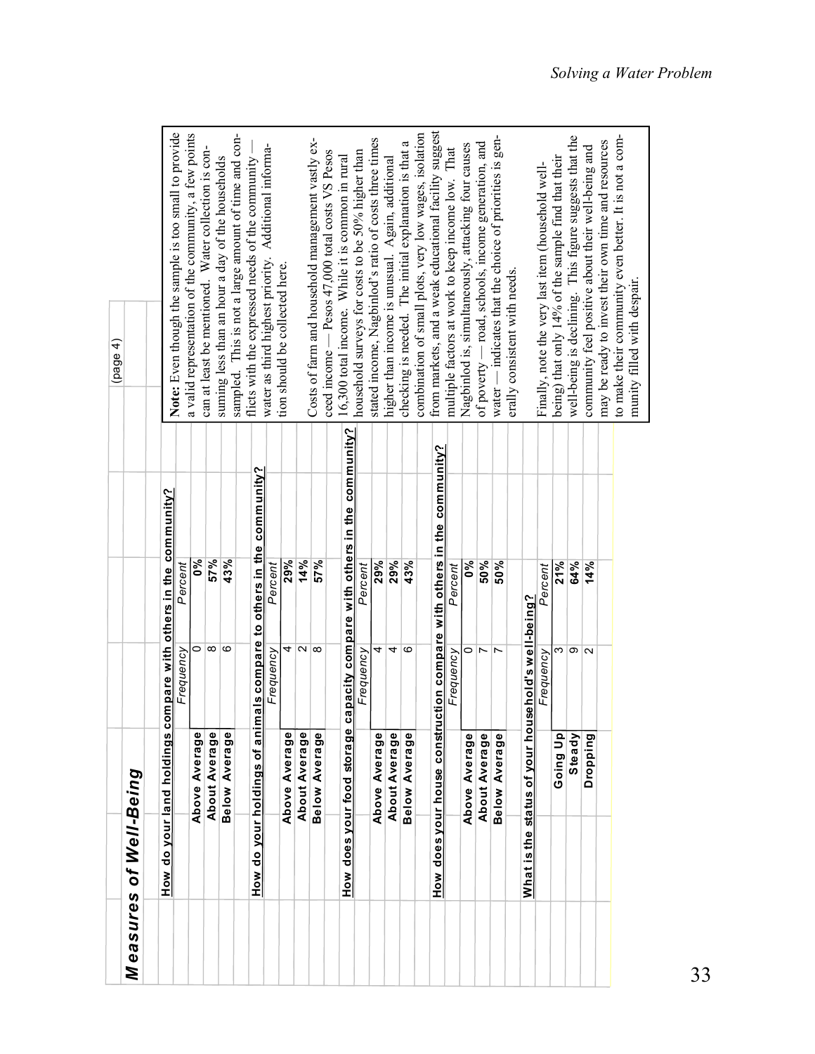## Measures of Well-Being

(page 4)

**How do your land holdings compare with others in the community?**

| | Frequency | Percent |
|---|---|---|
| Above Average | 0 | 0% |
| About Average | 8 | 57% |
| Below Average | 6 | 43% |

**How do your holdings of animals compare to others in the community?**

| | Frequency | Percent |
|---|---|---|
| Above Average | 4 | 29% |
| About Average | 2 | 14% |
| Below Average | 8 | 57% |

**How does your food storage capacity compare with others in the community?**

| | Frequency | Percent |
|---|---|---|
| Above Average | 4 | 29% |
| About Average | 4 | 29% |
| Below Average | 6 | 43% |

**How does your house construction compare with others in the community?**

| | Frequency | Percent |
|---|---|---|
| Above Average | 0 | 0% |
| About Average | 7 | 50% |
| Below Average | 7 | 50% |

**What is the status of your household's well-being?**

| | Frequency | Percent |
|---|---|---|
| Going Up | 3 | 21% |
| Steady | 9 | 64% |
| Dropping | 2 | 14% |

**Note:** Even though the sample is too small to provide a valid representation of the community, a few points can at least be mentioned. Water collection is consuming less than an hour a day of the households sampled. This is not a large amount of time and conflicts with the expressed needs of the community — water as third highest priority. Additional information should be collected here.

Costs of farm and household management vastly exceed income — Pesos 47,000 total costs VS Pesos 16,300 total income. While it is common in rural household surveys for costs to be 50% higher than stated income, Nagbinlod's ratio of costs three times higher than income is unusual. Again, additional checking is needed. The initial explanation is that a combination of small plots, very low wages, isolation from markets, and a weak educational facility suggest multiple factors at work to keep income low. That Nagbinlod is, simultaneously, attacking four causes of poverty — road, schools, income generation, and water — indicates that the choice of priorities is generally consistent with needs.

Finally, note the very last item (household well-being) that only 14% of the sample find that their well-being is declining. This figure suggests that the community feel positive about their well-being and may be ready to invest their own time and resources to make their community even better. It is not a community filled with despair.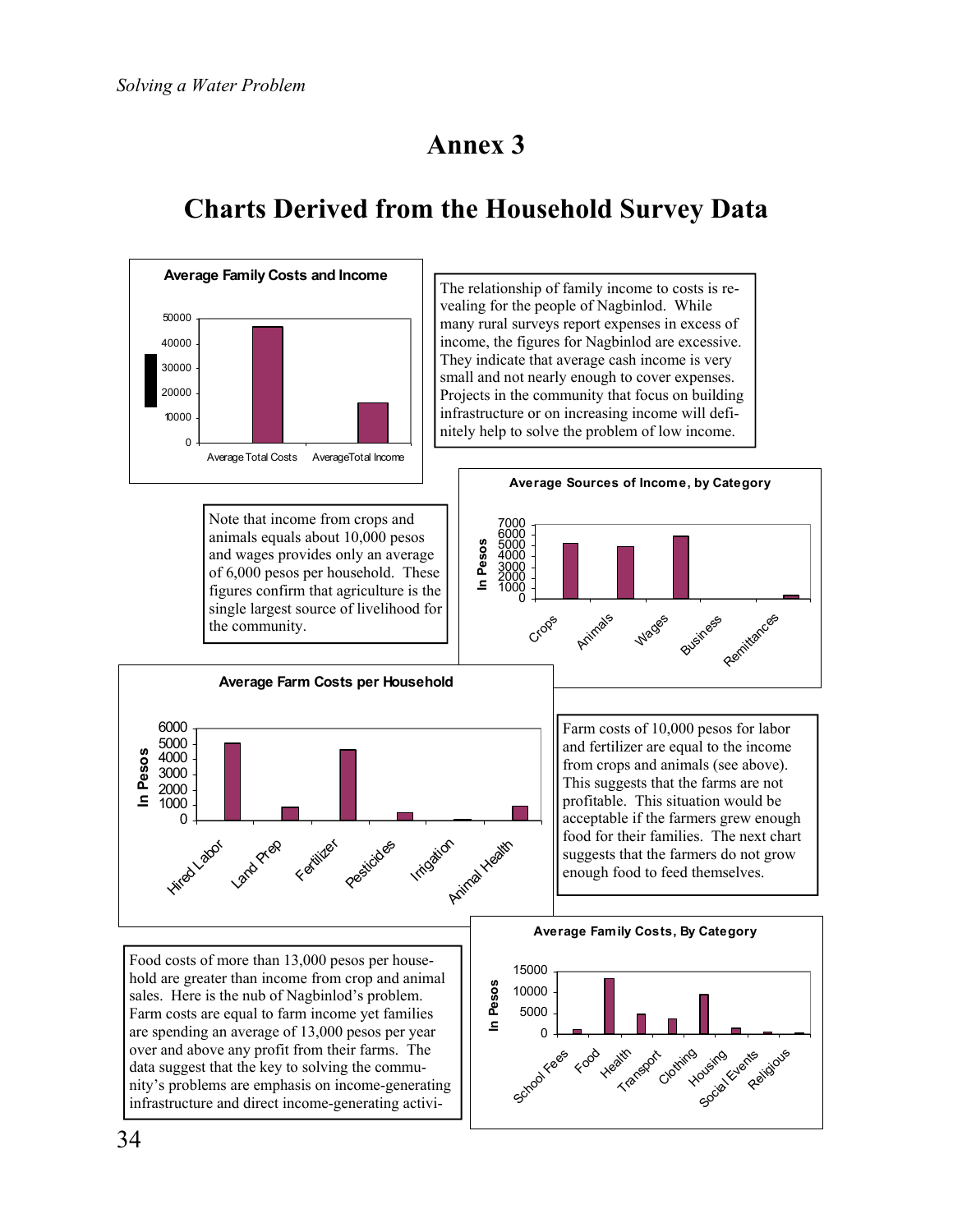# Annex 3

## Charts Derived from the Household Survey Data

**Average Family Costs and Income**

50000
40000
30000
20000
10000
0

Average Total Costs
AverageTotal Income

The relationship of family income to costs is revealing for the people of Nagbinlod. While many rural surveys report expenses in excess of income, the figures for Nagbinlod are excessive. They indicate that average cash income is very small and not nearly enough to cover expenses. Projects in the community that focus on building infrastructure or on increasing income will definitely help to solve the problem of low income.

**Average Sources of Income, by Category**

In Pesos

7000
6000
5000
4000
3000
2000
1000
0

Crops
Animals
Wages
Business
Remittances

Note that income from crops and animals equals about 10,000 pesos and wages provides only an average of 6,000 pesos per household. These figures confirm that agriculture is the single largest source of livelihood for the community.

**Average Farm Costs per Household**

In Pesos

6000
5000
4000
3000
2000
1000
0

Hired Labor
Land Prep
Fertilizer
Pesticides
Irrigation
Animal Health

Farm costs of 10,000 pesos for labor and fertilizer are equal to the income from crops and animals (see above). This suggests that the farms are not profitable. This situation would be acceptable if the farmers grew enough food for their families. The next chart suggests that the farmers do not grow enough food to feed themselves.

**Average Family Costs, By Category**

In Pesos

15000
10000
5000
0

School Fees
Food
Health
Transport
Clothing
Housing
Social Events
Religious

Food costs of more than 13,000 pesos per household are greater than income from crop and animal sales. Here is the nub of Nagbinlod's problem. Farm costs are equal to farm income yet families are spending an average of 13,000 pesos per year over and above any profit from their farms. The data suggest that the key to solving the community's problems are emphasis on income-generating infrastructure and direct income-generating activi-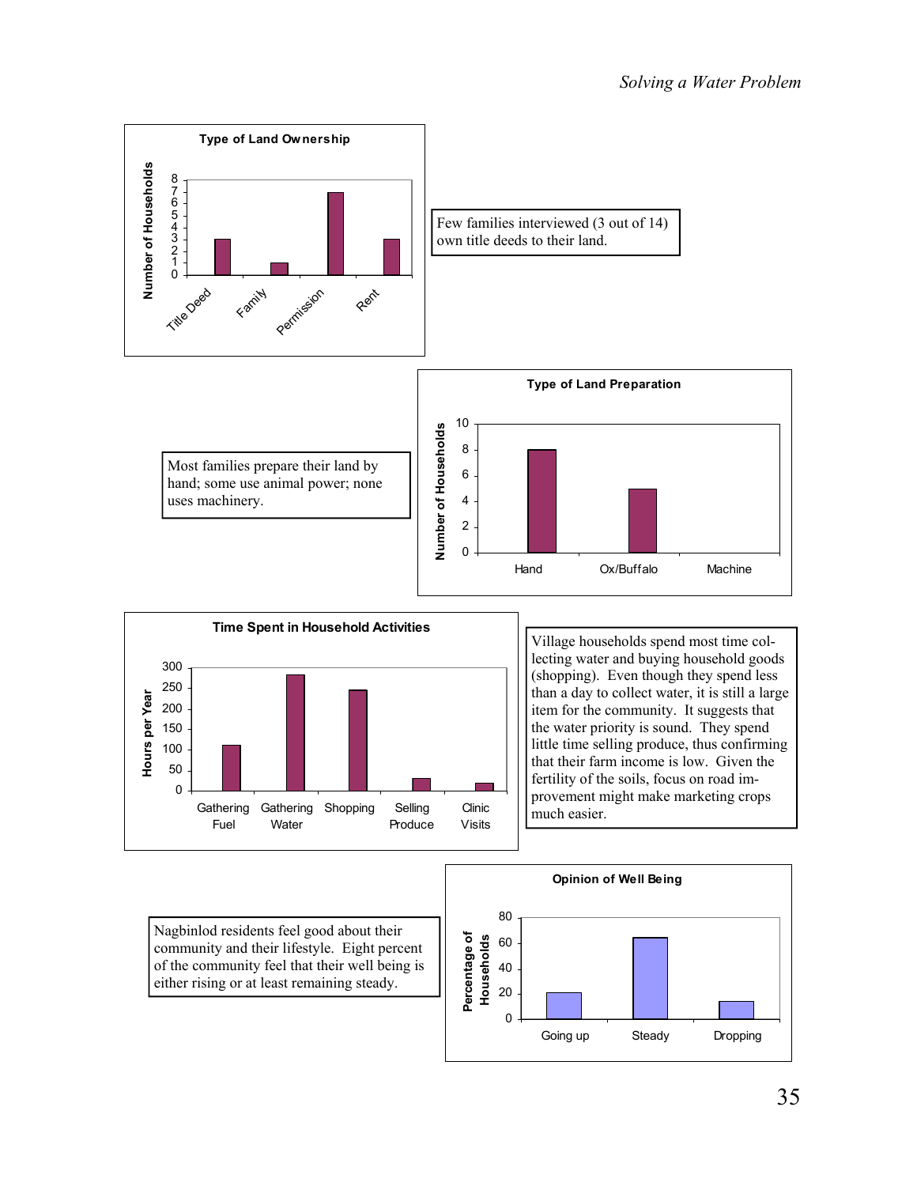**Type of Land Ownership**

Number of Households

8
7
6
5
4
3
2
1
0

Title Deed
Family
Permission
Rent

Few families interviewed (3 out of 14) own title deeds to their land.

**Type of Land Preparation**

Number of Households

10
8
6
4
2
0

Hand
Ox/Buffalo
Machine

Most families prepare their land by hand; some use animal power; none uses machinery.

**Time Spent in Household Activities**

Hours per Year

300
250
200
150
100
50
0

Gathering Fuel
Gathering Water
Shopping
Selling Produce
Clinic Visits

Village households spend most time collecting water and buying household goods (shopping). Even though they spend less than a day to collect water, it is still a large item for the community. It suggests that the water priority is sound. They spend little time selling produce, thus confirming that their farm income is low. Given the fertility of the soils, focus on road improvement might make marketing crops much easier.

**Opinion of Well Being**

Percentage of Households

80
60
40
20
0

Going up
Steady
Dropping

Nagbinlod residents feel good about their community and their lifestyle. Eight percent of the community feel that their well being is either rising or at least remaining steady.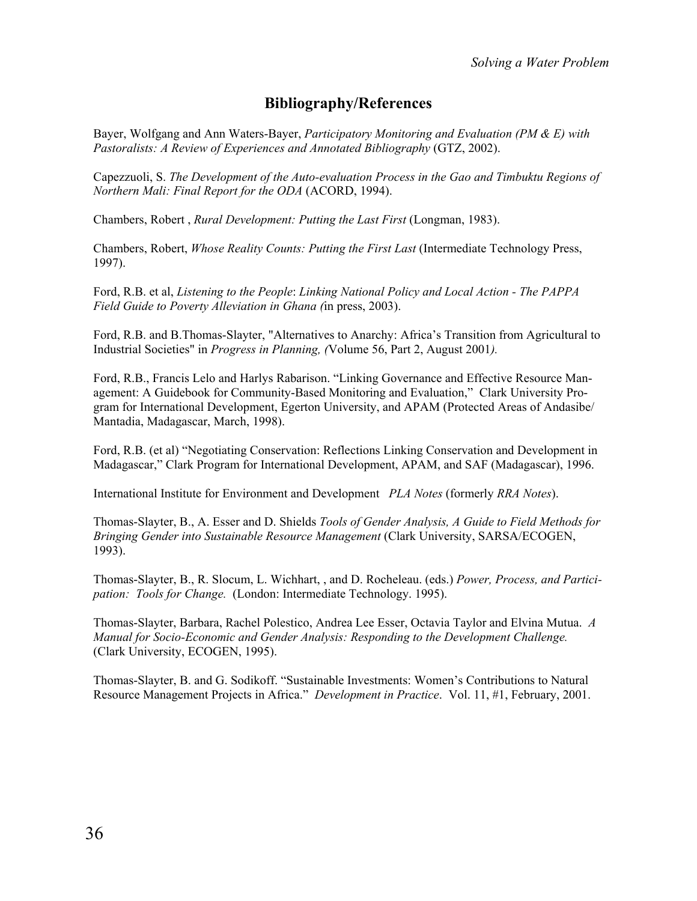## Bibliography/References

Bayer, Wolfgang and Ann Waters-Bayer, *Participatory Monitoring and Evaluation (PM & E) with Pastoralists: A Review of Experiences and Annotated Bibliography* (GTZ, 2002).

Capezzuoli, S. *The Development of the Auto-evaluation Process in the Gao and Timbuktu Regions of Northern Mali: Final Report for the ODA* (ACORD, 1994).

Chambers, Robert , *Rural Development: Putting the Last First* (Longman, 1983).

Chambers, Robert, *Whose Reality Counts: Putting the First Last* (Intermediate Technology Press, 1997).

Ford, R.B. et al, *Listening to the People*: *Linking National Policy and Local Action - The PAPPA Field Guide to Poverty Alleviation in Ghana (*in press, 2003).

Ford, R.B. and B.Thomas-Slayter, "Alternatives to Anarchy: Africa's Transition from Agricultural to Industrial Societies" in *Progress in Planning, (*Volume 56, Part 2, August 2001*).*

Ford, R.B., Francis Lelo and Harlys Rabarison. "Linking Governance and Effective Resource Management: A Guidebook for Community-Based Monitoring and Evaluation," Clark University Program for International Development, Egerton University, and APAM (Protected Areas of Andasibe/ Mantadia, Madagascar, March, 1998).

Ford, R.B. (et al) "Negotiating Conservation: Reflections Linking Conservation and Development in Madagascar," Clark Program for International Development, APAM, and SAF (Madagascar), 1996.

International Institute for Environment and Development *PLA Notes* (formerly *RRA Notes*).

Thomas-Slayter, B., A. Esser and D. Shields *Tools of Gender Analysis, A Guide to Field Methods for Bringing Gender into Sustainable Resource Management* (Clark University, SARSA/ECOGEN, 1993).

Thomas-Slayter, B., R. Slocum, L. Wichhart, , and D. Rocheleau. (eds.) *Power, Process, and Participation: Tools for Change.* (London: Intermediate Technology. 1995).

Thomas-Slayter, Barbara, Rachel Polestico, Andrea Lee Esser, Octavia Taylor and Elvina Mutua. *A Manual for Socio-Economic and Gender Analysis: Responding to the Development Challenge.* (Clark University, ECOGEN, 1995).

Thomas-Slayter, B. and G. Sodikoff. "Sustainable Investments: Women's Contributions to Natural Resource Management Projects in Africa." *Development in Practice*. Vol. 11, #1, February, 2001.